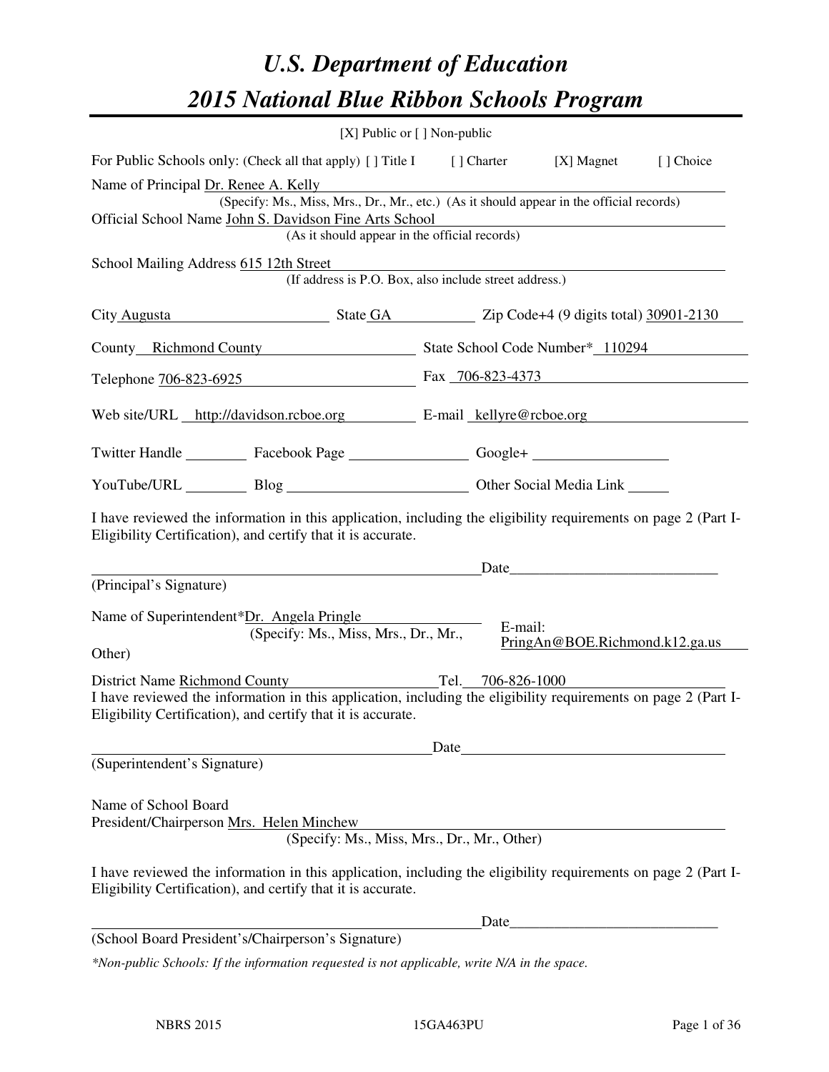# U.S. Department of Education

# 2015 National Blue Ribbon Schools Program

[X] Public or [ ] Non-public

For Public Schools only: (Check all that apply) [ ] Title I [ ] Charter [X] Magnet [ ] Choice

Name of Principal Dr. Renee A. Kelly
(Specify: Ms., Miss, Mrs., Dr., Mr., etc.) (As it should appear in the official records)

Official School Name John S. Davidson Fine Arts School
(As it should appear in the official records)

School Mailing Address 615 12th Street
(If address is P.O. Box, also include street address.)

City Augusta State GA Zip Code+4 (9 digits total) 30901-2130

County Richmond County State School Code Number* 110294

Telephone 706-823-6925 Fax 706-823-4373

Web site/URL http://davidson.rcboe.org E-mail kellyre@rcboe.org

Twitter Handle ________ Facebook Page ________ Google+ ________

YouTube/URL ________ Blog ________ Other Social Media Link ________

I have reviewed the information in this application, including the eligibility requirements on page 2 (Part I-Eligibility Certification), and certify that it is accurate.

_______________________________ Date_______________

(Principal's Signature)

Name of Superintendent*Dr. Angela Pringle
(Specify: Ms., Miss, Mrs., Dr., Mr., Other)

E-mail: PringAn@BOE.Richmond.k12.ga.us

District Name Richmond County Tel. 706-826-1000

I have reviewed the information in this application, including the eligibility requirements on page 2 (Part I-Eligibility Certification), and certify that it is accurate.

_______________________________ Date_______________

(Superintendent's Signature)

Name of School Board
President/Chairperson Mrs. Helen Minchew
(Specify: Ms., Miss, Mrs., Dr., Mr., Other)

I have reviewed the information in this application, including the eligibility requirements on page 2 (Part I-Eligibility Certification), and certify that it is accurate.

_______________________________ Date_______________

(School Board President's/Chairperson's Signature)

*\*Non-public Schools: If the information requested is not applicable, write N/A in the space.*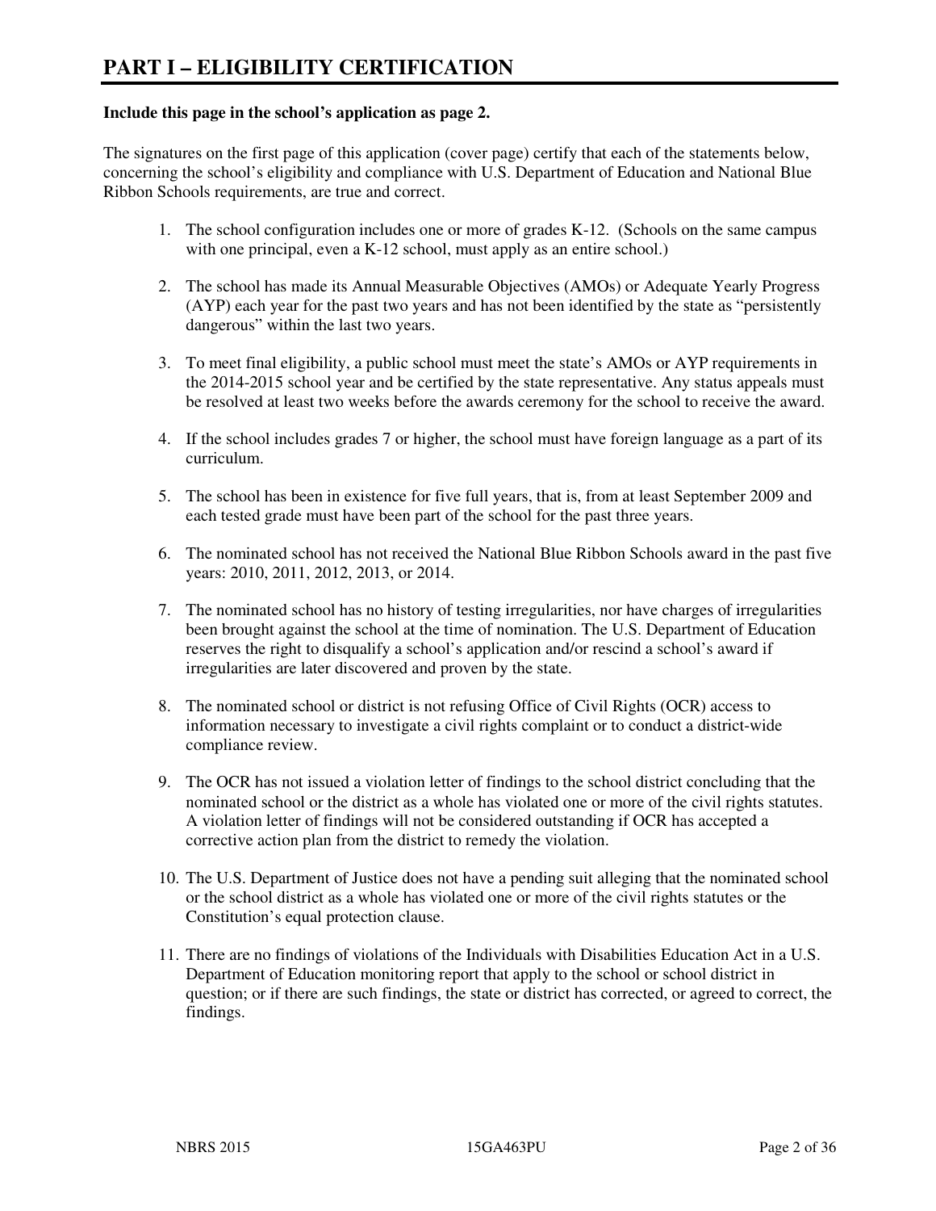# PART I – ELIGIBILITY CERTIFICATION

**Include this page in the school's application as page 2.**

The signatures on the first page of this application (cover page) certify that each of the statements below, concerning the school's eligibility and compliance with U.S. Department of Education and National Blue Ribbon Schools requirements, are true and correct.

1. The school configuration includes one or more of grades K-12. (Schools on the same campus with one principal, even a K-12 school, must apply as an entire school.)

2. The school has made its Annual Measurable Objectives (AMOs) or Adequate Yearly Progress (AYP) each year for the past two years and has not been identified by the state as "persistently dangerous" within the last two years.

3. To meet final eligibility, a public school must meet the state's AMOs or AYP requirements in the 2014-2015 school year and be certified by the state representative. Any status appeals must be resolved at least two weeks before the awards ceremony for the school to receive the award.

4. If the school includes grades 7 or higher, the school must have foreign language as a part of its curriculum.

5. The school has been in existence for five full years, that is, from at least September 2009 and each tested grade must have been part of the school for the past three years.

6. The nominated school has not received the National Blue Ribbon Schools award in the past five years: 2010, 2011, 2012, 2013, or 2014.

7. The nominated school has no history of testing irregularities, nor have charges of irregularities been brought against the school at the time of nomination. The U.S. Department of Education reserves the right to disqualify a school's application and/or rescind a school's award if irregularities are later discovered and proven by the state.

8. The nominated school or district is not refusing Office of Civil Rights (OCR) access to information necessary to investigate a civil rights complaint or to conduct a district-wide compliance review.

9. The OCR has not issued a violation letter of findings to the school district concluding that the nominated school or the district as a whole has violated one or more of the civil rights statutes. A violation letter of findings will not be considered outstanding if OCR has accepted a corrective action plan from the district to remedy the violation.

10. The U.S. Department of Justice does not have a pending suit alleging that the nominated school or the school district as a whole has violated one or more of the civil rights statutes or the Constitution's equal protection clause.

11. There are no findings of violations of the Individuals with Disabilities Education Act in a U.S. Department of Education monitoring report that apply to the school or school district in question; or if there are such findings, the state or district has corrected, or agreed to correct, the findings.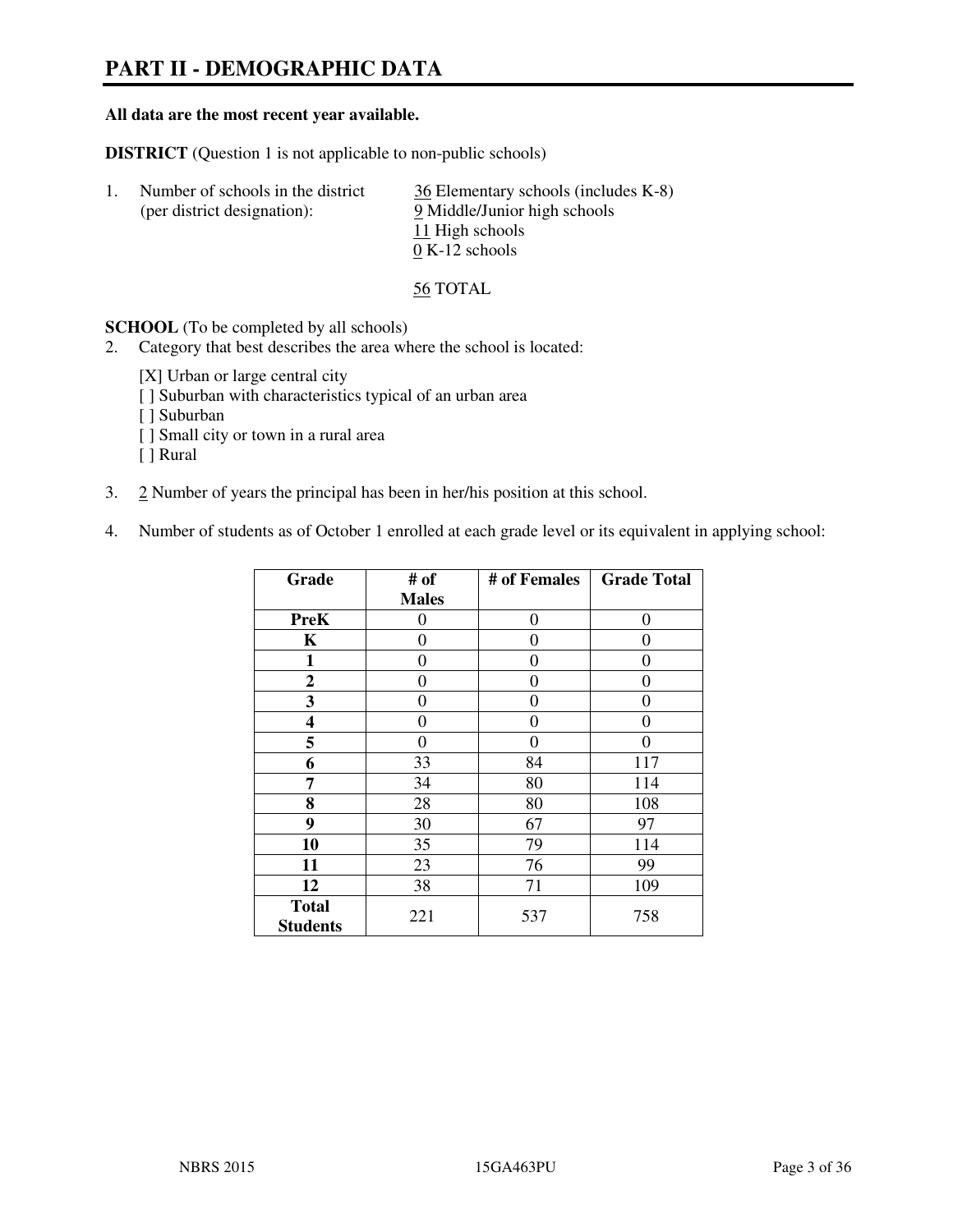# PART II - DEMOGRAPHIC DATA

**All data are the most recent year available.**

**DISTRICT** (Question 1 is not applicable to non-public schools)

1. Number of schools in the district (per district designation):
   - 36 Elementary schools (includes K-8)
   - 9 Middle/Junior high schools
   - 11 High schools
   - 0 K-12 schools

   56 TOTAL

**SCHOOL** (To be completed by all schools)

2. Category that best describes the area where the school is located:

   [X] Urban or large central city
   [ ] Suburban with characteristics typical of an urban area
   [ ] Suburban
   [ ] Small city or town in a rural area
   [ ] Rural

3. 2 Number of years the principal has been in her/his position at this school.

4. Number of students as of October 1 enrolled at each grade level or its equivalent in applying school:

| Grade | # of Males | # of Females | Grade Total |
|---|---|---|---|
| **PreK** | 0 | 0 | 0 |
| **K** | 0 | 0 | 0 |
| **1** | 0 | 0 | 0 |
| **2** | 0 | 0 | 0 |
| **3** | 0 | 0 | 0 |
| **4** | 0 | 0 | 0 |
| **5** | 0 | 0 | 0 |
| **6** | 33 | 84 | 117 |
| **7** | 34 | 80 | 114 |
| **8** | 28 | 80 | 108 |
| **9** | 30 | 67 | 97 |
| **10** | 35 | 79 | 114 |
| **11** | 23 | 76 | 99 |
| **12** | 38 | 71 | 109 |
| **Total Students** | 221 | 537 | 758 |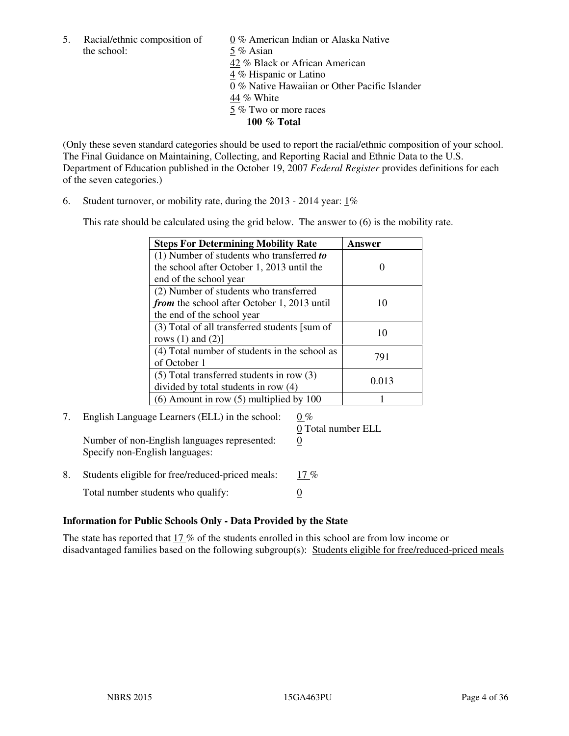5. Racial/ethnic composition of the school:

0 % American Indian or Alaska Native
5 % Asian
42 % Black or African American
4 % Hispanic or Latino
0 % Native Hawaiian or Other Pacific Islander
44 % White
5 % Two or more races
**100 % Total**

(Only these seven standard categories should be used to report the racial/ethnic composition of your school. The Final Guidance on Maintaining, Collecting, and Reporting Racial and Ethnic Data to the U.S. Department of Education published in the October 19, 2007 *Federal Register* provides definitions for each of the seven categories.)

6. Student turnover, or mobility rate, during the 2013 - 2014 year: 1%

This rate should be calculated using the grid below. The answer to (6) is the mobility rate.

| **Steps For Determining Mobility Rate** | **Answer** |
|---|---|
| (1) Number of students who transferred ***to*** the school after October 1, 2013 until the end of the school year | 0 |
| (2) Number of students who transferred ***from*** the school after October 1, 2013 until the end of the school year | 10 |
| (3) Total of all transferred students [sum of rows (1) and (2)] | 10 |
| (4) Total number of students in the school as of October 1 | 791 |
| (5) Total transferred students in row (3) divided by total students in row (4) | 0.013 |
| (6) Amount in row (5) multiplied by 100 | 1 |

7. English Language Learners (ELL) in the school: 0 %
0 Total number ELL

Number of non-English languages represented: 0
Specify non-English languages:

8. Students eligible for free/reduced-priced meals: 17 %

Total number students who qualify: 0

### Information for Public Schools Only - Data Provided by the State

The state has reported that 17 % of the students enrolled in this school are from low income or disadvantaged families based on the following subgroup(s): Students eligible for free/reduced-priced meals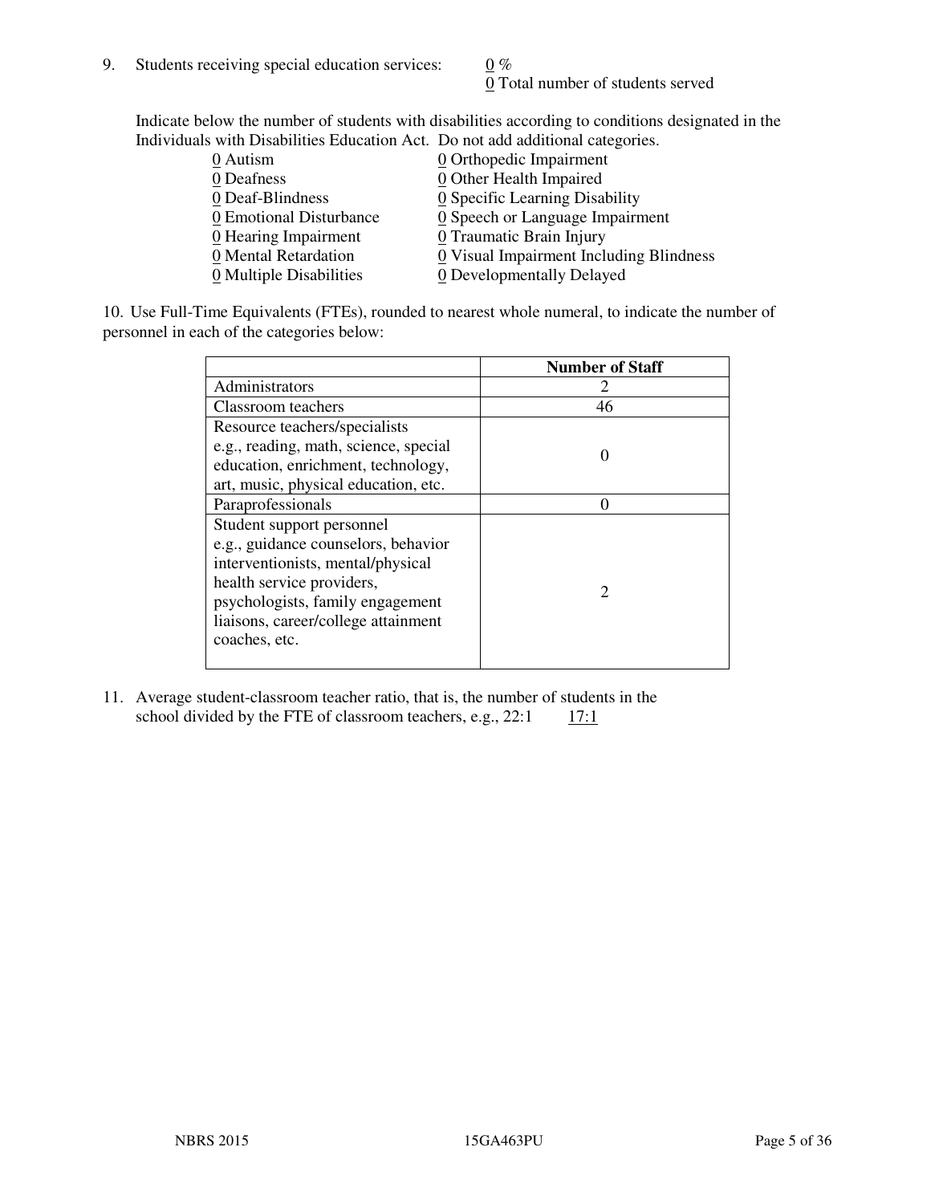9. Students receiving special education services: 0 %
   0 Total number of students served

Indicate below the number of students with disabilities according to conditions designated in the Individuals with Disabilities Education Act. Do not add additional categories.

| | |
|---|---|
| 0 Autism | 0 Orthopedic Impairment |
| 0 Deafness | 0 Other Health Impaired |
| 0 Deaf-Blindness | 0 Specific Learning Disability |
| 0 Emotional Disturbance | 0 Speech or Language Impairment |
| 0 Hearing Impairment | 0 Traumatic Brain Injury |
| 0 Mental Retardation | 0 Visual Impairment Including Blindness |
| 0 Multiple Disabilities | 0 Developmentally Delayed |

10. Use Full-Time Equivalents (FTEs), rounded to nearest whole numeral, to indicate the number of personnel in each of the categories below:

| | Number of Staff |
|---|---|
| Administrators | 2 |
| Classroom teachers | 46 |
| Resource teachers/specialists e.g., reading, math, science, special education, enrichment, technology, art, music, physical education, etc. | 0 |
| Paraprofessionals | 0 |
| Student support personnel e.g., guidance counselors, behavior interventionists, mental/physical health service providers, psychologists, family engagement liaisons, career/college attainment coaches, etc. | 2 |

11. Average student-classroom teacher ratio, that is, the number of students in the school divided by the FTE of classroom teachers, e.g., 22:1 17:1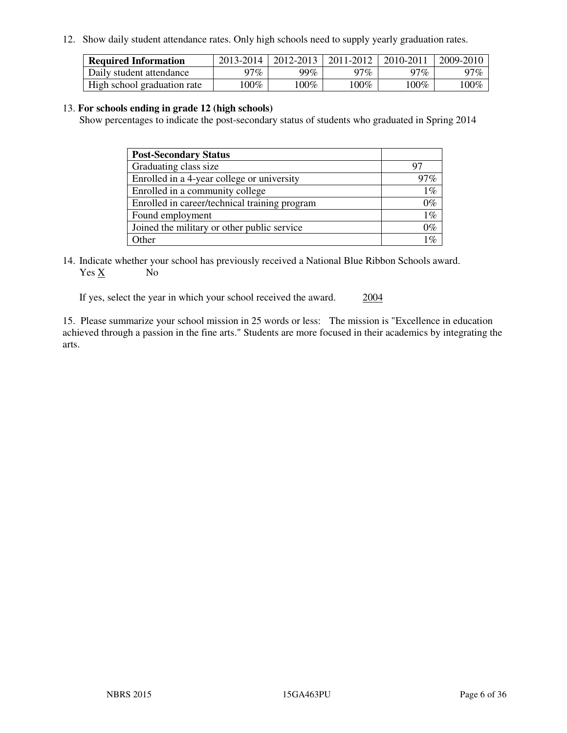12. Show daily student attendance rates. Only high schools need to supply yearly graduation rates.

| Required Information | 2013-2014 | 2012-2013 | 2011-2012 | 2010-2011 | 2009-2010 |
| --- | --- | --- | --- | --- | --- |
| Daily student attendance | 97% | 99% | 97% | 97% | 97% |
| High school graduation rate | 100% | 100% | 100% | 100% | 100% |

13. **For schools ending in grade 12 (high schools)**
Show percentages to indicate the post-secondary status of students who graduated in Spring 2014

| Post-Secondary Status | |
| --- | --- |
| Graduating class size | 97 |
| Enrolled in a 4-year college or university | 97% |
| Enrolled in a community college | 1% |
| Enrolled in career/technical training program | 0% |
| Found employment | 1% |
| Joined the military or other public service | 0% |
| Other | 1% |

14. Indicate whether your school has previously received a National Blue Ribbon Schools award.
Yes X No

If yes, select the year in which your school received the award. 2004

15. Please summarize your school mission in 25 words or less: The mission is "Excellence in education achieved through a passion in the fine arts." Students are more focused in their academics by integrating the arts.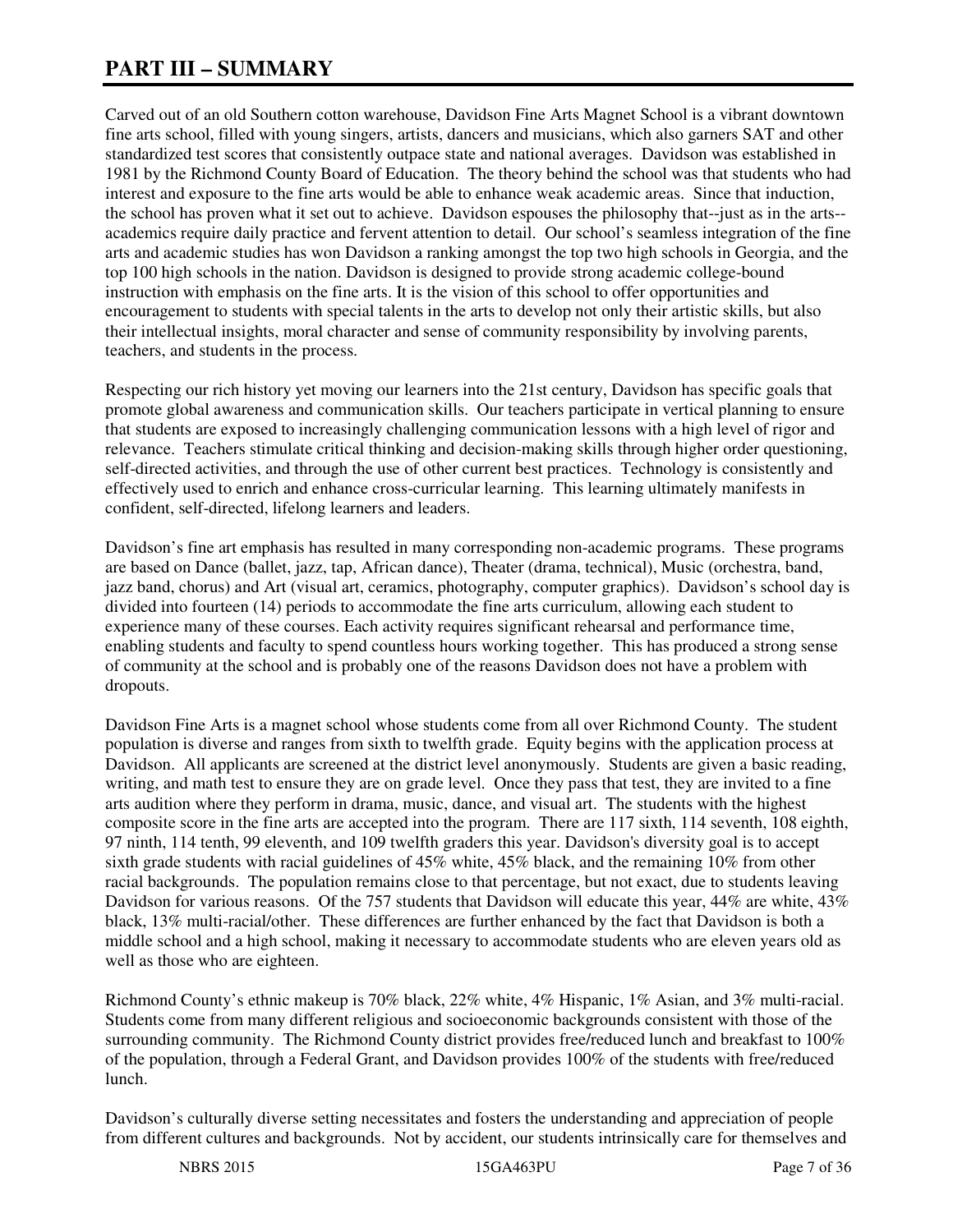# PART III – SUMMARY

Carved out of an old Southern cotton warehouse, Davidson Fine Arts Magnet School is a vibrant downtown fine arts school, filled with young singers, artists, dancers and musicians, which also garners SAT and other standardized test scores that consistently outpace state and national averages. Davidson was established in 1981 by the Richmond County Board of Education. The theory behind the school was that students who had interest and exposure to the fine arts would be able to enhance weak academic areas. Since that induction, the school has proven what it set out to achieve. Davidson espouses the philosophy that--just as in the arts--academics require daily practice and fervent attention to detail. Our school's seamless integration of the fine arts and academic studies has won Davidson a ranking amongst the top two high schools in Georgia, and the top 100 high schools in the nation. Davidson is designed to provide strong academic college-bound instruction with emphasis on the fine arts. It is the vision of this school to offer opportunities and encouragement to students with special talents in the arts to develop not only their artistic skills, but also their intellectual insights, moral character and sense of community responsibility by involving parents, teachers, and students in the process.

Respecting our rich history yet moving our learners into the 21st century, Davidson has specific goals that promote global awareness and communication skills. Our teachers participate in vertical planning to ensure that students are exposed to increasingly challenging communication lessons with a high level of rigor and relevance. Teachers stimulate critical thinking and decision-making skills through higher order questioning, self-directed activities, and through the use of other current best practices. Technology is consistently and effectively used to enrich and enhance cross-curricular learning. This learning ultimately manifests in confident, self-directed, lifelong learners and leaders.

Davidson's fine art emphasis has resulted in many corresponding non-academic programs. These programs are based on Dance (ballet, jazz, tap, African dance), Theater (drama, technical), Music (orchestra, band, jazz band, chorus) and Art (visual art, ceramics, photography, computer graphics). Davidson's school day is divided into fourteen (14) periods to accommodate the fine arts curriculum, allowing each student to experience many of these courses. Each activity requires significant rehearsal and performance time, enabling students and faculty to spend countless hours working together. This has produced a strong sense of community at the school and is probably one of the reasons Davidson does not have a problem with dropouts.

Davidson Fine Arts is a magnet school whose students come from all over Richmond County. The student population is diverse and ranges from sixth to twelfth grade. Equity begins with the application process at Davidson. All applicants are screened at the district level anonymously. Students are given a basic reading, writing, and math test to ensure they are on grade level. Once they pass that test, they are invited to a fine arts audition where they perform in drama, music, dance, and visual art. The students with the highest composite score in the fine arts are accepted into the program. There are 117 sixth, 114 seventh, 108 eighth, 97 ninth, 114 tenth, 99 eleventh, and 109 twelfth graders this year. Davidson's diversity goal is to accept sixth grade students with racial guidelines of 45% white, 45% black, and the remaining 10% from other racial backgrounds. The population remains close to that percentage, but not exact, due to students leaving Davidson for various reasons. Of the 757 students that Davidson will educate this year, 44% are white, 43% black, 13% multi-racial/other. These differences are further enhanced by the fact that Davidson is both a middle school and a high school, making it necessary to accommodate students who are eleven years old as well as those who are eighteen.

Richmond County's ethnic makeup is 70% black, 22% white, 4% Hispanic, 1% Asian, and 3% multi-racial. Students come from many different religious and socioeconomic backgrounds consistent with those of the surrounding community. The Richmond County district provides free/reduced lunch and breakfast to 100% of the population, through a Federal Grant, and Davidson provides 100% of the students with free/reduced lunch.

Davidson's culturally diverse setting necessitates and fosters the understanding and appreciation of people from different cultures and backgrounds. Not by accident, our students intrinsically care for themselves and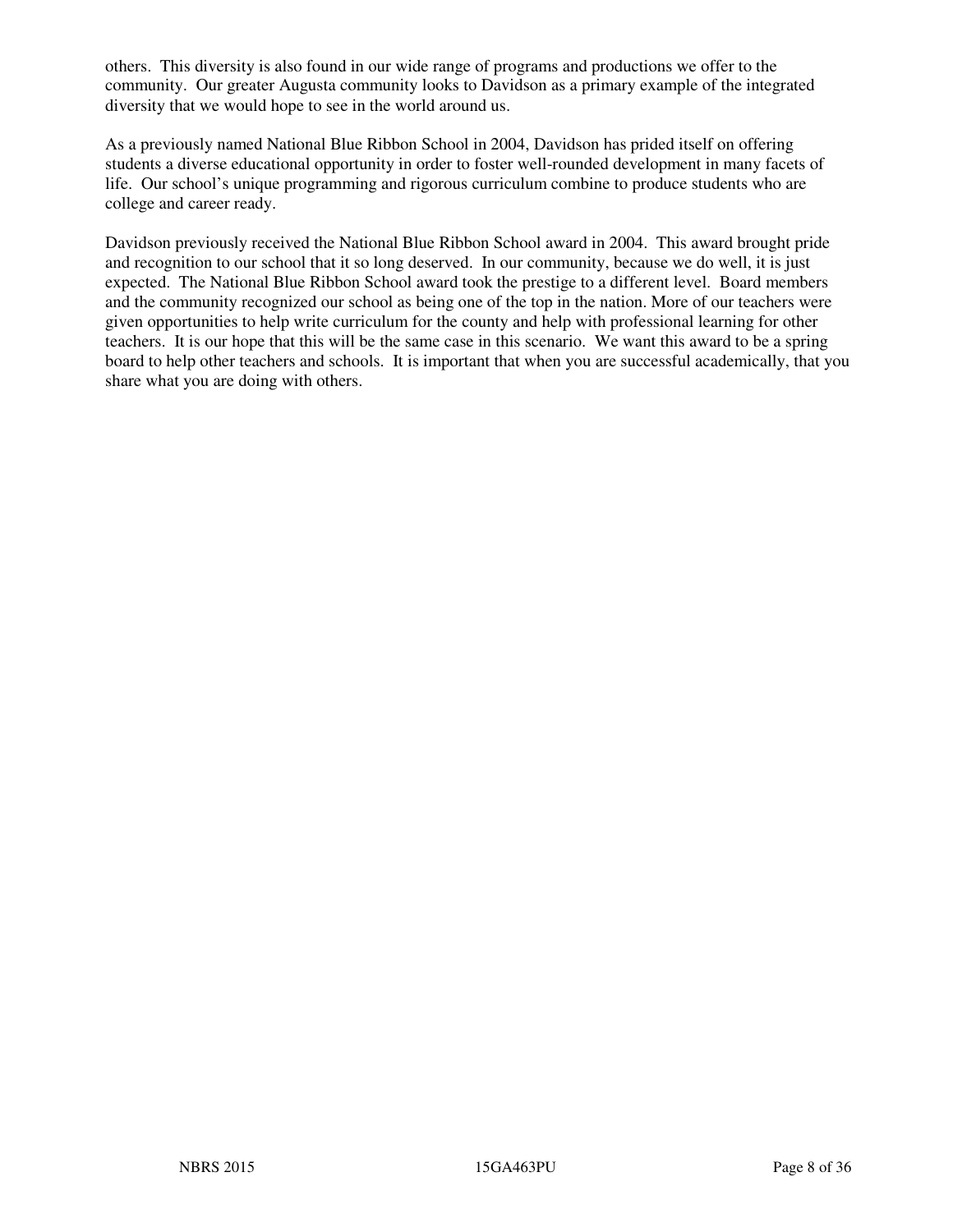others. This diversity is also found in our wide range of programs and productions we offer to the community. Our greater Augusta community looks to Davidson as a primary example of the integrated diversity that we would hope to see in the world around us.

As a previously named National Blue Ribbon School in 2004, Davidson has prided itself on offering students a diverse educational opportunity in order to foster well-rounded development in many facets of life. Our school's unique programming and rigorous curriculum combine to produce students who are college and career ready.

Davidson previously received the National Blue Ribbon School award in 2004. This award brought pride and recognition to our school that it so long deserved. In our community, because we do well, it is just expected. The National Blue Ribbon School award took the prestige to a different level. Board members and the community recognized our school as being one of the top in the nation. More of our teachers were given opportunities to help write curriculum for the county and help with professional learning for other teachers. It is our hope that this will be the same case in this scenario. We want this award to be a spring board to help other teachers and schools. It is important that when you are successful academically, that you share what you are doing with others.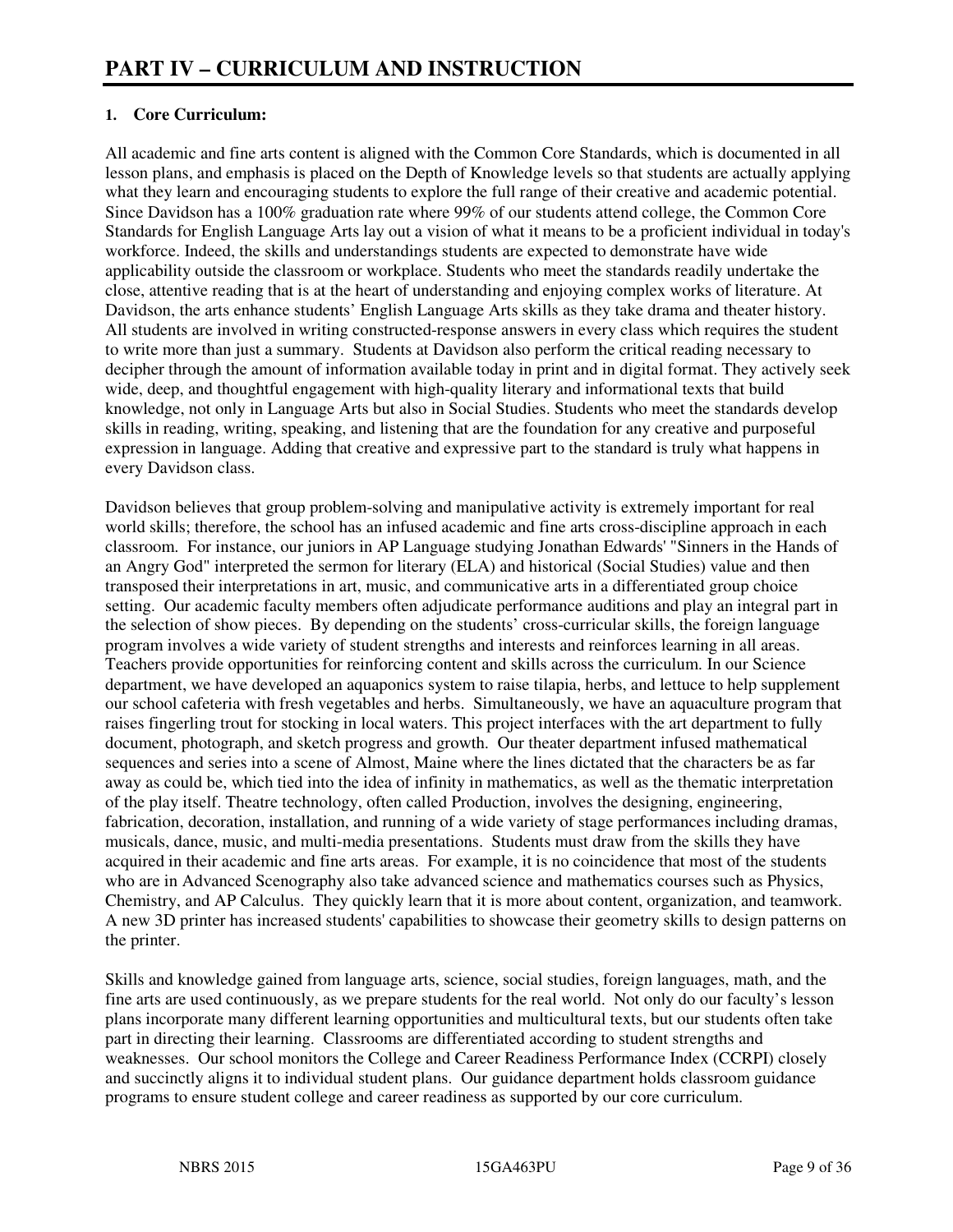# PART IV – CURRICULUM AND INSTRUCTION

**1. Core Curriculum:**

All academic and fine arts content is aligned with the Common Core Standards, which is documented in all lesson plans, and emphasis is placed on the Depth of Knowledge levels so that students are actually applying what they learn and encouraging students to explore the full range of their creative and academic potential. Since Davidson has a 100% graduation rate where 99% of our students attend college, the Common Core Standards for English Language Arts lay out a vision of what it means to be a proficient individual in today's workforce. Indeed, the skills and understandings students are expected to demonstrate have wide applicability outside the classroom or workplace. Students who meet the standards readily undertake the close, attentive reading that is at the heart of understanding and enjoying complex works of literature. At Davidson, the arts enhance students' English Language Arts skills as they take drama and theater history. All students are involved in writing constructed-response answers in every class which requires the student to write more than just a summary. Students at Davidson also perform the critical reading necessary to decipher through the amount of information available today in print and in digital format. They actively seek wide, deep, and thoughtful engagement with high-quality literary and informational texts that build knowledge, not only in Language Arts but also in Social Studies. Students who meet the standards develop skills in reading, writing, speaking, and listening that are the foundation for any creative and purposeful expression in language. Adding that creative and expressive part to the standard is truly what happens in every Davidson class.

Davidson believes that group problem-solving and manipulative activity is extremely important for real world skills; therefore, the school has an infused academic and fine arts cross-discipline approach in each classroom. For instance, our juniors in AP Language studying Jonathan Edwards' "Sinners in the Hands of an Angry God" interpreted the sermon for literary (ELA) and historical (Social Studies) value and then transposed their interpretations in art, music, and communicative arts in a differentiated group choice setting. Our academic faculty members often adjudicate performance auditions and play an integral part in the selection of show pieces. By depending on the students' cross-curricular skills, the foreign language program involves a wide variety of student strengths and interests and reinforces learning in all areas. Teachers provide opportunities for reinforcing content and skills across the curriculum. In our Science department, we have developed an aquaponics system to raise tilapia, herbs, and lettuce to help supplement our school cafeteria with fresh vegetables and herbs. Simultaneously, we have an aquaculture program that raises fingerling trout for stocking in local waters. This project interfaces with the art department to fully document, photograph, and sketch progress and growth. Our theater department infused mathematical sequences and series into a scene of Almost, Maine where the lines dictated that the characters be as far away as could be, which tied into the idea of infinity in mathematics, as well as the thematic interpretation of the play itself. Theatre technology, often called Production, involves the designing, engineering, fabrication, decoration, installation, and running of a wide variety of stage performances including dramas, musicals, dance, music, and multi-media presentations. Students must draw from the skills they have acquired in their academic and fine arts areas. For example, it is no coincidence that most of the students who are in Advanced Scenography also take advanced science and mathematics courses such as Physics, Chemistry, and AP Calculus. They quickly learn that it is more about content, organization, and teamwork. A new 3D printer has increased students' capabilities to showcase their geometry skills to design patterns on the printer.

Skills and knowledge gained from language arts, science, social studies, foreign languages, math, and the fine arts are used continuously, as we prepare students for the real world. Not only do our faculty's lesson plans incorporate many different learning opportunities and multicultural texts, but our students often take part in directing their learning. Classrooms are differentiated according to student strengths and weaknesses. Our school monitors the College and Career Readiness Performance Index (CCRPI) closely and succinctly aligns it to individual student plans. Our guidance department holds classroom guidance programs to ensure student college and career readiness as supported by our core curriculum.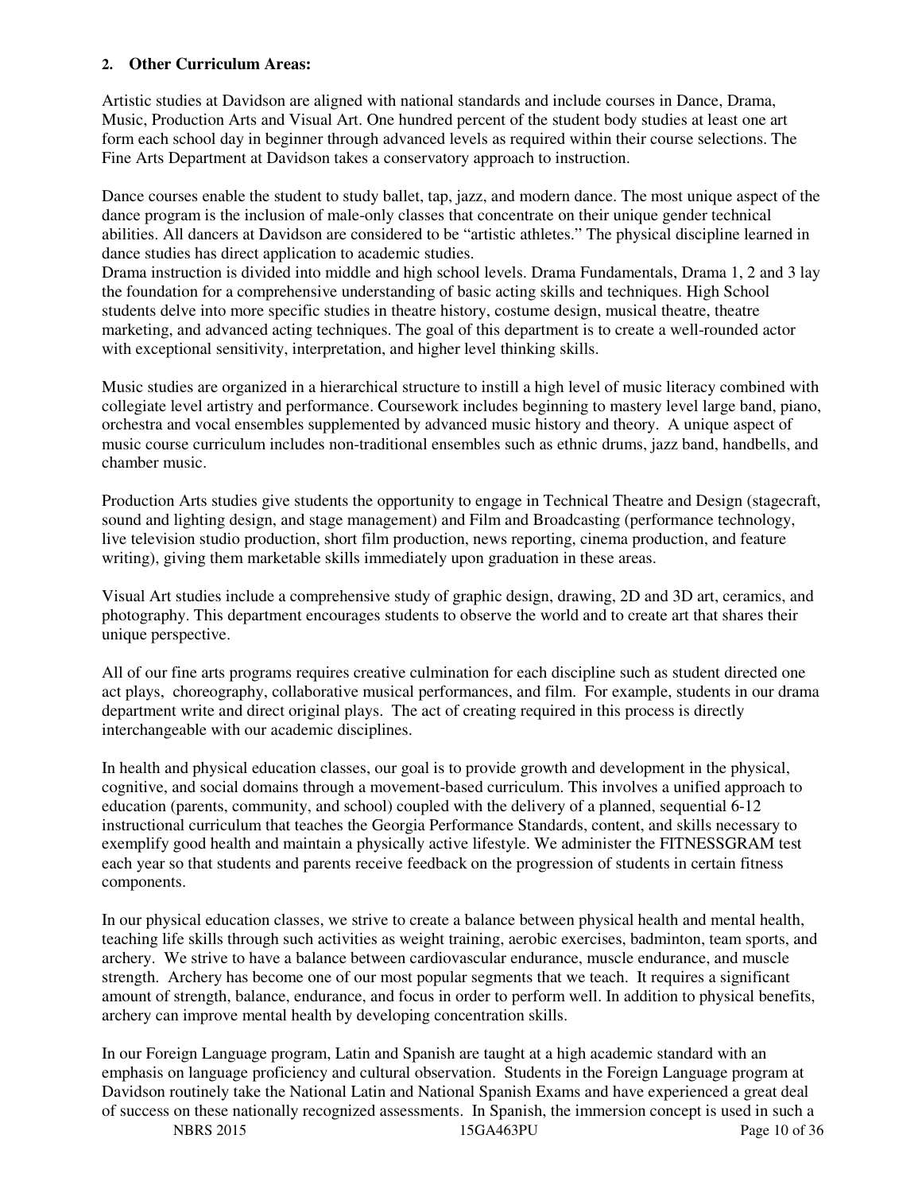**2. Other Curriculum Areas:**

Artistic studies at Davidson are aligned with national standards and include courses in Dance, Drama, Music, Production Arts and Visual Art. One hundred percent of the student body studies at least one art form each school day in beginner through advanced levels as required within their course selections. The Fine Arts Department at Davidson takes a conservatory approach to instruction.

Dance courses enable the student to study ballet, tap, jazz, and modern dance. The most unique aspect of the dance program is the inclusion of male-only classes that concentrate on their unique gender technical abilities. All dancers at Davidson are considered to be "artistic athletes." The physical discipline learned in dance studies has direct application to academic studies.
Drama instruction is divided into middle and high school levels. Drama Fundamentals, Drama 1, 2 and 3 lay the foundation for a comprehensive understanding of basic acting skills and techniques. High School students delve into more specific studies in theatre history, costume design, musical theatre, theatre marketing, and advanced acting techniques. The goal of this department is to create a well-rounded actor with exceptional sensitivity, interpretation, and higher level thinking skills.

Music studies are organized in a hierarchical structure to instill a high level of music literacy combined with collegiate level artistry and performance. Coursework includes beginning to mastery level large band, piano, orchestra and vocal ensembles supplemented by advanced music history and theory. A unique aspect of music course curriculum includes non-traditional ensembles such as ethnic drums, jazz band, handbells, and chamber music.

Production Arts studies give students the opportunity to engage in Technical Theatre and Design (stagecraft, sound and lighting design, and stage management) and Film and Broadcasting (performance technology, live television studio production, short film production, news reporting, cinema production, and feature writing), giving them marketable skills immediately upon graduation in these areas.

Visual Art studies include a comprehensive study of graphic design, drawing, 2D and 3D art, ceramics, and photography. This department encourages students to observe the world and to create art that shares their unique perspective.

All of our fine arts programs requires creative culmination for each discipline such as student directed one act plays, choreography, collaborative musical performances, and film. For example, students in our drama department write and direct original plays. The act of creating required in this process is directly interchangeable with our academic disciplines.

In health and physical education classes, our goal is to provide growth and development in the physical, cognitive, and social domains through a movement-based curriculum. This involves a unified approach to education (parents, community, and school) coupled with the delivery of a planned, sequential 6-12 instructional curriculum that teaches the Georgia Performance Standards, content, and skills necessary to exemplify good health and maintain a physically active lifestyle. We administer the FITNESSGRAM test each year so that students and parents receive feedback on the progression of students in certain fitness components.

In our physical education classes, we strive to create a balance between physical health and mental health, teaching life skills through such activities as weight training, aerobic exercises, badminton, team sports, and archery. We strive to have a balance between cardiovascular endurance, muscle endurance, and muscle strength. Archery has become one of our most popular segments that we teach. It requires a significant amount of strength, balance, endurance, and focus in order to perform well. In addition to physical benefits, archery can improve mental health by developing concentration skills.

In our Foreign Language program, Latin and Spanish are taught at a high academic standard with an emphasis on language proficiency and cultural observation. Students in the Foreign Language program at Davidson routinely take the National Latin and National Spanish Exams and have experienced a great deal of success on these nationally recognized assessments. In Spanish, the immersion concept is used in such a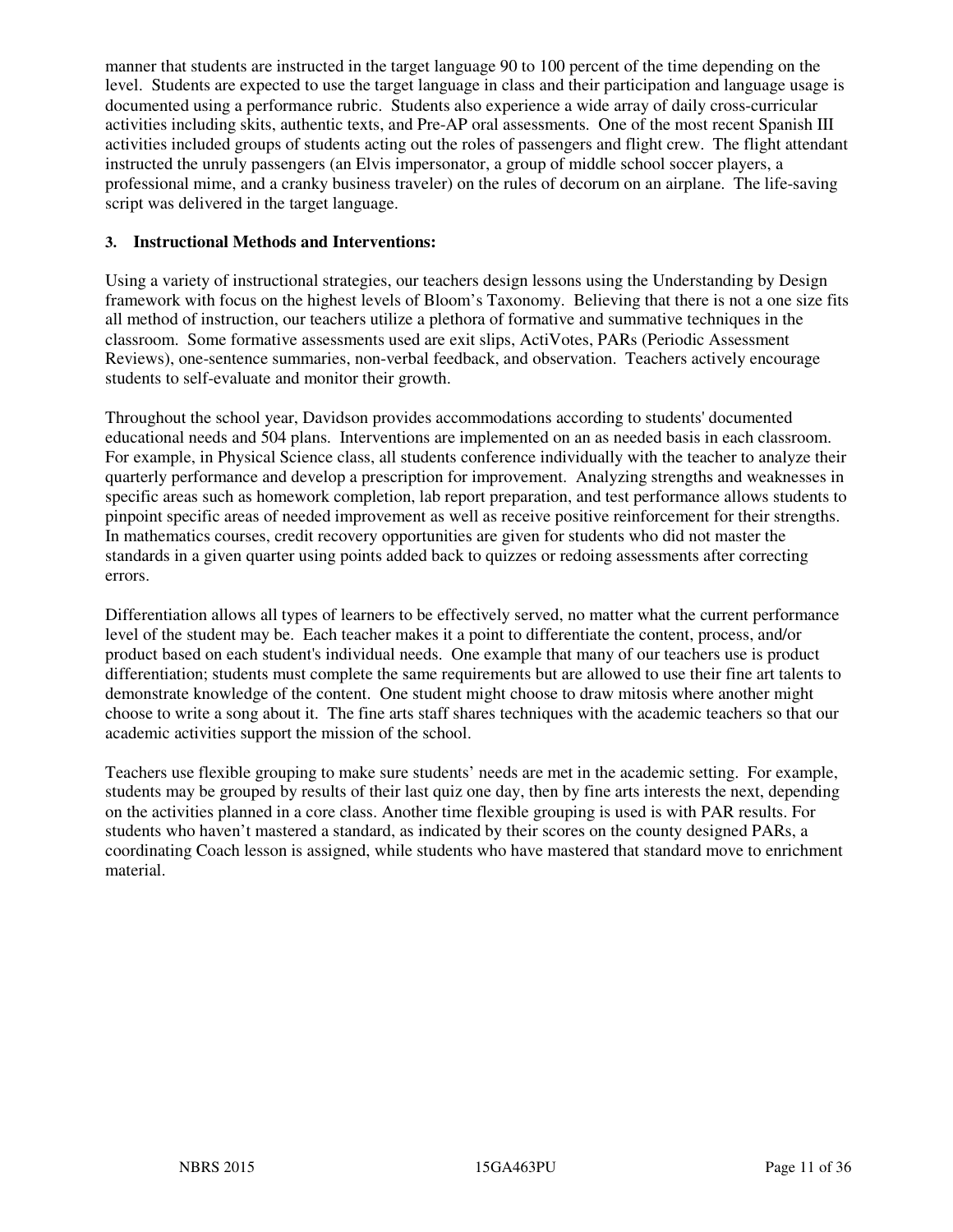manner that students are instructed in the target language 90 to 100 percent of the time depending on the level. Students are expected to use the target language in class and their participation and language usage is documented using a performance rubric. Students also experience a wide array of daily cross-curricular activities including skits, authentic texts, and Pre-AP oral assessments. One of the most recent Spanish III activities included groups of students acting out the roles of passengers and flight crew. The flight attendant instructed the unruly passengers (an Elvis impersonator, a group of middle school soccer players, a professional mime, and a cranky business traveler) on the rules of decorum on an airplane. The life-saving script was delivered in the target language.

### 3. Instructional Methods and Interventions:

Using a variety of instructional strategies, our teachers design lessons using the Understanding by Design framework with focus on the highest levels of Bloom's Taxonomy. Believing that there is not a one size fits all method of instruction, our teachers utilize a plethora of formative and summative techniques in the classroom. Some formative assessments used are exit slips, ActiVotes, PARs (Periodic Assessment Reviews), one-sentence summaries, non-verbal feedback, and observation. Teachers actively encourage students to self-evaluate and monitor their growth.

Throughout the school year, Davidson provides accommodations according to students' documented educational needs and 504 plans. Interventions are implemented on an as needed basis in each classroom. For example, in Physical Science class, all students conference individually with the teacher to analyze their quarterly performance and develop a prescription for improvement. Analyzing strengths and weaknesses in specific areas such as homework completion, lab report preparation, and test performance allows students to pinpoint specific areas of needed improvement as well as receive positive reinforcement for their strengths. In mathematics courses, credit recovery opportunities are given for students who did not master the standards in a given quarter using points added back to quizzes or redoing assessments after correcting errors.

Differentiation allows all types of learners to be effectively served, no matter what the current performance level of the student may be. Each teacher makes it a point to differentiate the content, process, and/or product based on each student's individual needs. One example that many of our teachers use is product differentiation; students must complete the same requirements but are allowed to use their fine art talents to demonstrate knowledge of the content. One student might choose to draw mitosis where another might choose to write a song about it. The fine arts staff shares techniques with the academic teachers so that our academic activities support the mission of the school.

Teachers use flexible grouping to make sure students' needs are met in the academic setting. For example, students may be grouped by results of their last quiz one day, then by fine arts interests the next, depending on the activities planned in a core class. Another time flexible grouping is used is with PAR results. For students who haven't mastered a standard, as indicated by their scores on the county designed PARs, a coordinating Coach lesson is assigned, while students who have mastered that standard move to enrichment material.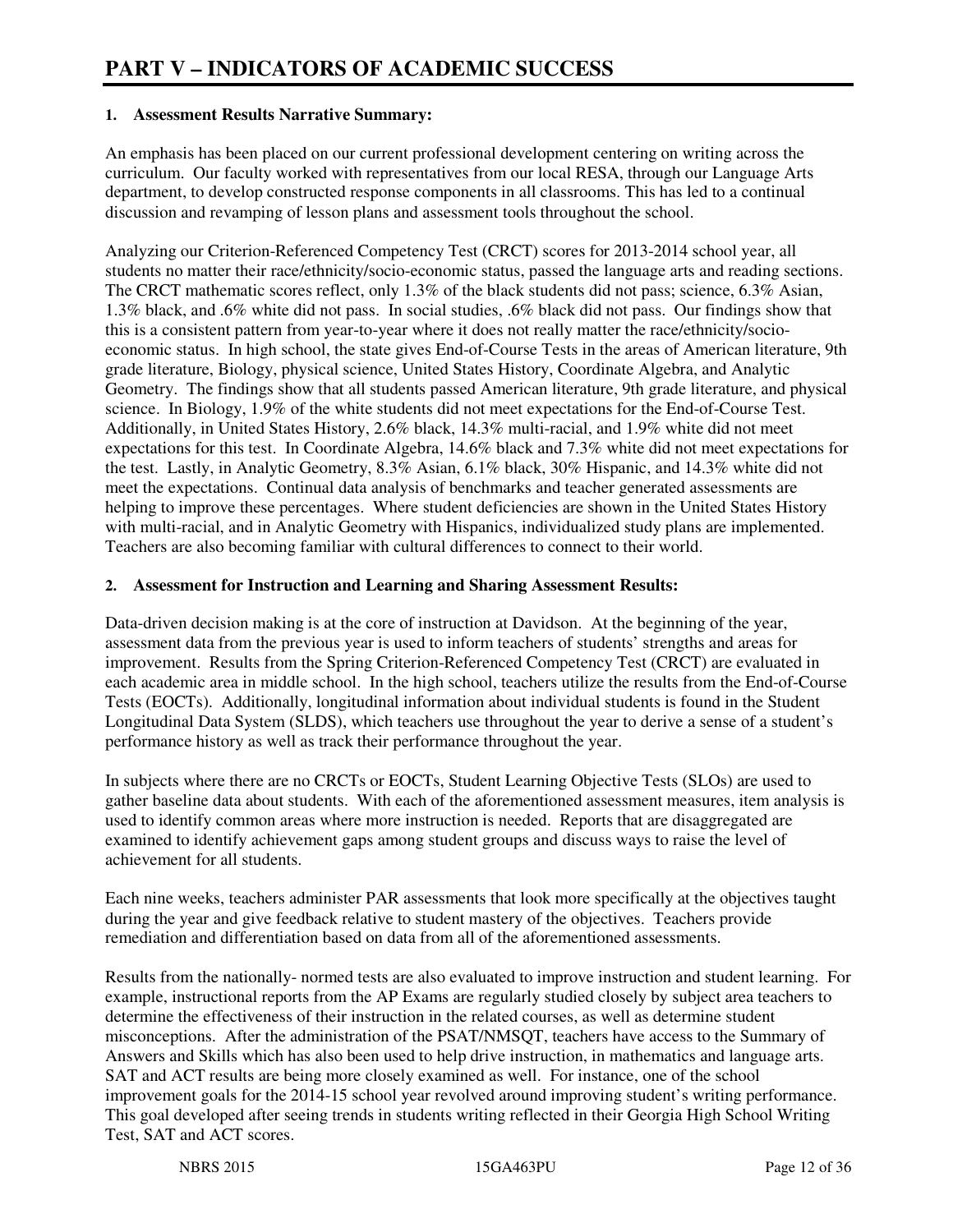# PART V – INDICATORS OF ACADEMIC SUCCESS

## 1. Assessment Results Narrative Summary:

An emphasis has been placed on our current professional development centering on writing across the curriculum. Our faculty worked with representatives from our local RESA, through our Language Arts department, to develop constructed response components in all classrooms. This has led to a continual discussion and revamping of lesson plans and assessment tools throughout the school.

Analyzing our Criterion-Referenced Competency Test (CRCT) scores for 2013-2014 school year, all students no matter their race/ethnicity/socio-economic status, passed the language arts and reading sections. The CRCT mathematic scores reflect, only 1.3% of the black students did not pass; science, 6.3% Asian, 1.3% black, and .6% white did not pass. In social studies, .6% black did not pass. Our findings show that this is a consistent pattern from year-to-year where it does not really matter the race/ethnicity/socio-economic status. In high school, the state gives End-of-Course Tests in the areas of American literature, 9th grade literature, Biology, physical science, United States History, Coordinate Algebra, and Analytic Geometry. The findings show that all students passed American literature, 9th grade literature, and physical science. In Biology, 1.9% of the white students did not meet expectations for the End-of-Course Test. Additionally, in United States History, 2.6% black, 14.3% multi-racial, and 1.9% white did not meet expectations for this test. In Coordinate Algebra, 14.6% black and 7.3% white did not meet expectations for the test. Lastly, in Analytic Geometry, 8.3% Asian, 6.1% black, 30% Hispanic, and 14.3% white did not meet the expectations. Continual data analysis of benchmarks and teacher generated assessments are helping to improve these percentages. Where student deficiencies are shown in the United States History with multi-racial, and in Analytic Geometry with Hispanics, individualized study plans are implemented. Teachers are also becoming familiar with cultural differences to connect to their world.

## 2. Assessment for Instruction and Learning and Sharing Assessment Results:

Data-driven decision making is at the core of instruction at Davidson. At the beginning of the year, assessment data from the previous year is used to inform teachers of students' strengths and areas for improvement. Results from the Spring Criterion-Referenced Competency Test (CRCT) are evaluated in each academic area in middle school. In the high school, teachers utilize the results from the End-of-Course Tests (EOCTs). Additionally, longitudinal information about individual students is found in the Student Longitudinal Data System (SLDS), which teachers use throughout the year to derive a sense of a student's performance history as well as track their performance throughout the year.

In subjects where there are no CRCTs or EOCTs, Student Learning Objective Tests (SLOs) are used to gather baseline data about students. With each of the aforementioned assessment measures, item analysis is used to identify common areas where more instruction is needed. Reports that are disaggregated are examined to identify achievement gaps among student groups and discuss ways to raise the level of achievement for all students.

Each nine weeks, teachers administer PAR assessments that look more specifically at the objectives taught during the year and give feedback relative to student mastery of the objectives. Teachers provide remediation and differentiation based on data from all of the aforementioned assessments.

Results from the nationally- normed tests are also evaluated to improve instruction and student learning. For example, instructional reports from the AP Exams are regularly studied closely by subject area teachers to determine the effectiveness of their instruction in the related courses, as well as determine student misconceptions. After the administration of the PSAT/NMSQT, teachers have access to the Summary of Answers and Skills which has also been used to help drive instruction, in mathematics and language arts. SAT and ACT results are being more closely examined as well. For instance, one of the school improvement goals for the 2014-15 school year revolved around improving student's writing performance. This goal developed after seeing trends in students writing reflected in their Georgia High School Writing Test, SAT and ACT scores.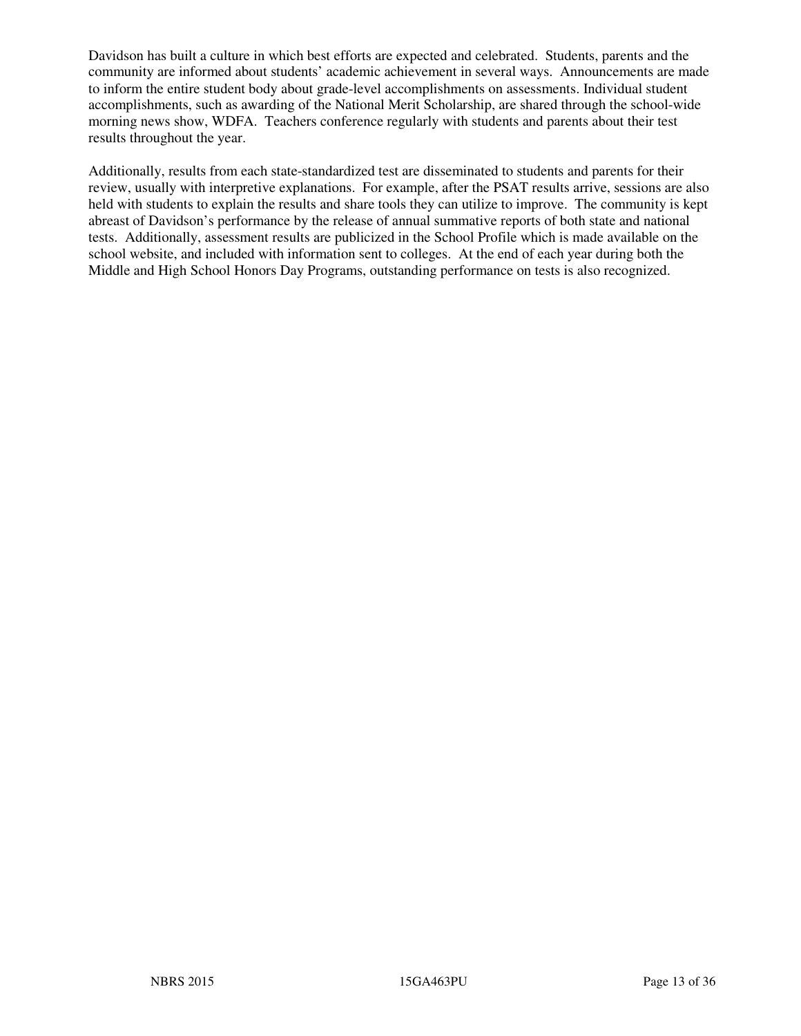Davidson has built a culture in which best efforts are expected and celebrated. Students, parents and the community are informed about students' academic achievement in several ways. Announcements are made to inform the entire student body about grade-level accomplishments on assessments. Individual student accomplishments, such as awarding of the National Merit Scholarship, are shared through the school-wide morning news show, WDFA. Teachers conference regularly with students and parents about their test results throughout the year.

Additionally, results from each state-standardized test are disseminated to students and parents for their review, usually with interpretive explanations. For example, after the PSAT results arrive, sessions are also held with students to explain the results and share tools they can utilize to improve. The community is kept abreast of Davidson's performance by the release of annual summative reports of both state and national tests. Additionally, assessment results are publicized in the School Profile which is made available on the school website, and included with information sent to colleges. At the end of each year during both the Middle and High School Honors Day Programs, outstanding performance on tests is also recognized.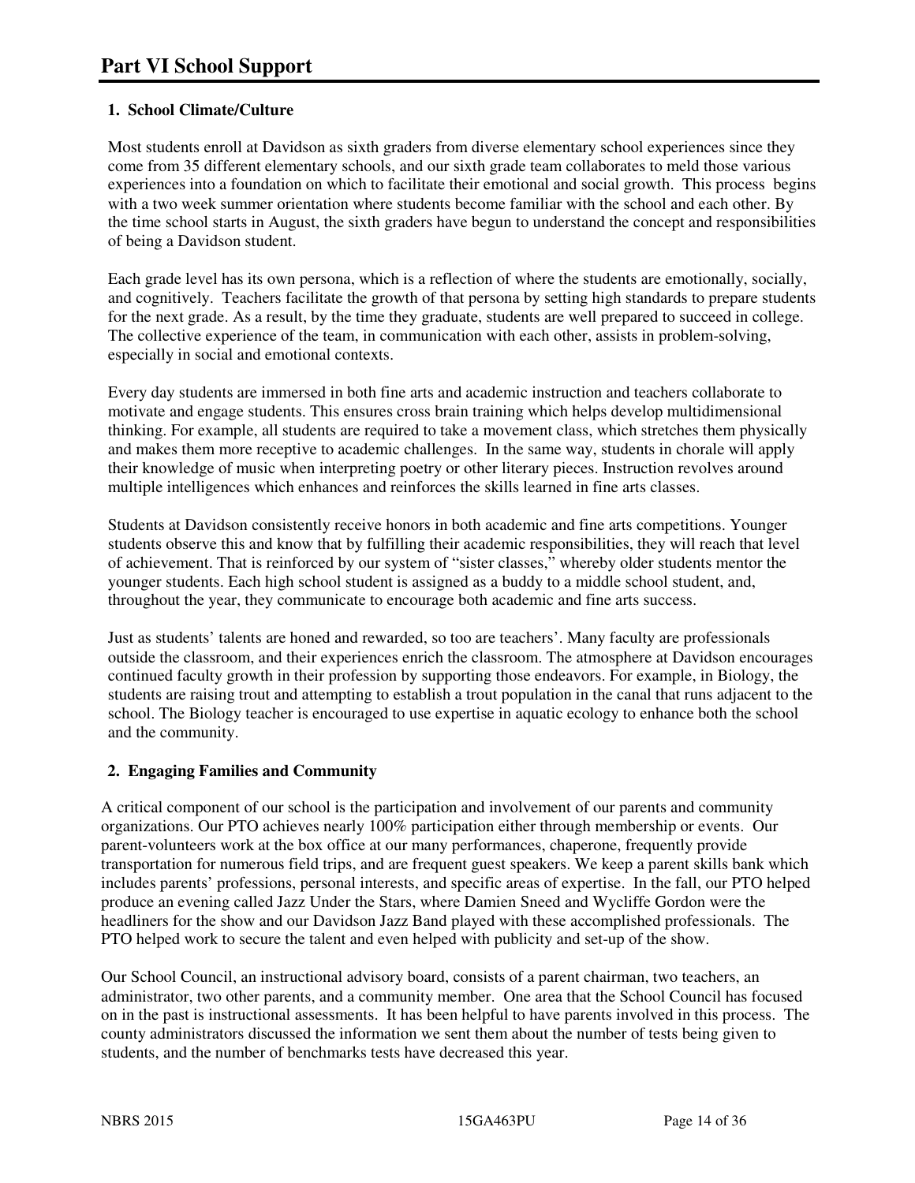# Part VI School Support

## 1. School Climate/Culture

Most students enroll at Davidson as sixth graders from diverse elementary school experiences since they come from 35 different elementary schools, and our sixth grade team collaborates to meld those various experiences into a foundation on which to facilitate their emotional and social growth. This process begins with a two week summer orientation where students become familiar with the school and each other. By the time school starts in August, the sixth graders have begun to understand the concept and responsibilities of being a Davidson student.

Each grade level has its own persona, which is a reflection of where the students are emotionally, socially, and cognitively. Teachers facilitate the growth of that persona by setting high standards to prepare students for the next grade. As a result, by the time they graduate, students are well prepared to succeed in college. The collective experience of the team, in communication with each other, assists in problem-solving, especially in social and emotional contexts.

Every day students are immersed in both fine arts and academic instruction and teachers collaborate to motivate and engage students. This ensures cross brain training which helps develop multidimensional thinking. For example, all students are required to take a movement class, which stretches them physically and makes them more receptive to academic challenges. In the same way, students in chorale will apply their knowledge of music when interpreting poetry or other literary pieces. Instruction revolves around multiple intelligences which enhances and reinforces the skills learned in fine arts classes.

Students at Davidson consistently receive honors in both academic and fine arts competitions. Younger students observe this and know that by fulfilling their academic responsibilities, they will reach that level of achievement. That is reinforced by our system of "sister classes," whereby older students mentor the younger students. Each high school student is assigned as a buddy to a middle school student, and, throughout the year, they communicate to encourage both academic and fine arts success.

Just as students' talents are honed and rewarded, so too are teachers'. Many faculty are professionals outside the classroom, and their experiences enrich the classroom. The atmosphere at Davidson encourages continued faculty growth in their profession by supporting those endeavors. For example, in Biology, the students are raising trout and attempting to establish a trout population in the canal that runs adjacent to the school. The Biology teacher is encouraged to use expertise in aquatic ecology to enhance both the school and the community.

## 2. Engaging Families and Community

A critical component of our school is the participation and involvement of our parents and community organizations. Our PTO achieves nearly 100% participation either through membership or events. Our parent-volunteers work at the box office at our many performances, chaperone, frequently provide transportation for numerous field trips, and are frequent guest speakers. We keep a parent skills bank which includes parents' professions, personal interests, and specific areas of expertise. In the fall, our PTO helped produce an evening called Jazz Under the Stars, where Damien Sneed and Wycliffe Gordon were the headliners for the show and our Davidson Jazz Band played with these accomplished professionals. The PTO helped work to secure the talent and even helped with publicity and set-up of the show.

Our School Council, an instructional advisory board, consists of a parent chairman, two teachers, an administrator, two other parents, and a community member. One area that the School Council has focused on in the past is instructional assessments. It has been helpful to have parents involved in this process. The county administrators discussed the information we sent them about the number of tests being given to students, and the number of benchmarks tests have decreased this year.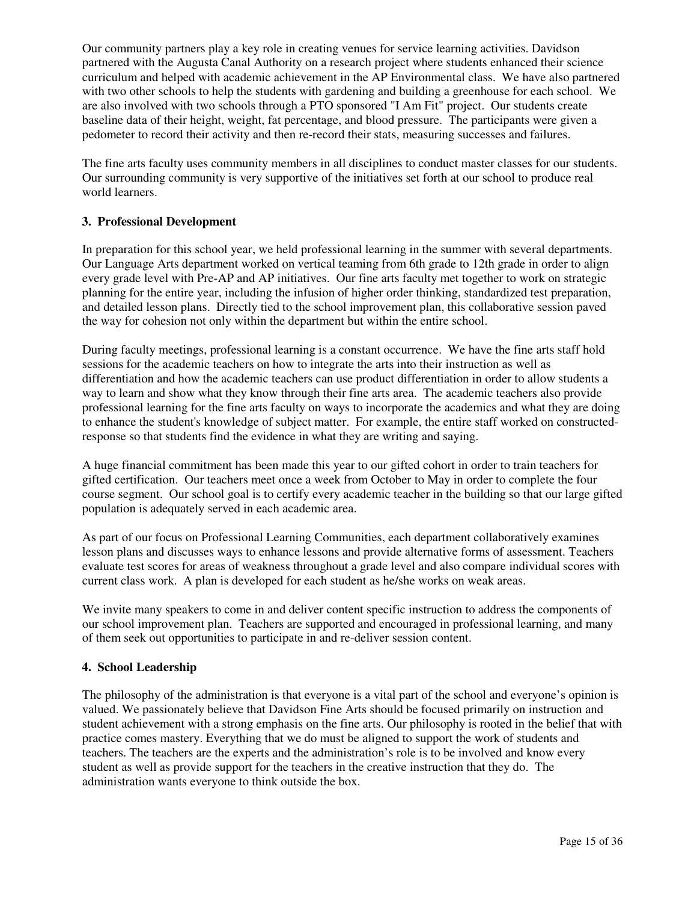Our community partners play a key role in creating venues for service learning activities. Davidson partnered with the Augusta Canal Authority on a research project where students enhanced their science curriculum and helped with academic achievement in the AP Environmental class. We have also partnered with two other schools to help the students with gardening and building a greenhouse for each school. We are also involved with two schools through a PTO sponsored "I Am Fit" project. Our students create baseline data of their height, weight, fat percentage, and blood pressure. The participants were given a pedometer to record their activity and then re-record their stats, measuring successes and failures.

The fine arts faculty uses community members in all disciplines to conduct master classes for our students. Our surrounding community is very supportive of the initiatives set forth at our school to produce real world learners.

### 3. Professional Development

In preparation for this school year, we held professional learning in the summer with several departments. Our Language Arts department worked on vertical teaming from 6th grade to 12th grade in order to align every grade level with Pre-AP and AP initiatives. Our fine arts faculty met together to work on strategic planning for the entire year, including the infusion of higher order thinking, standardized test preparation, and detailed lesson plans. Directly tied to the school improvement plan, this collaborative session paved the way for cohesion not only within the department but within the entire school.

During faculty meetings, professional learning is a constant occurrence. We have the fine arts staff hold sessions for the academic teachers on how to integrate the arts into their instruction as well as differentiation and how the academic teachers can use product differentiation in order to allow students a way to learn and show what they know through their fine arts area. The academic teachers also provide professional learning for the fine arts faculty on ways to incorporate the academics and what they are doing to enhance the student's knowledge of subject matter. For example, the entire staff worked on constructed-response so that students find the evidence in what they are writing and saying.

A huge financial commitment has been made this year to our gifted cohort in order to train teachers for gifted certification. Our teachers meet once a week from October to May in order to complete the four course segment. Our school goal is to certify every academic teacher in the building so that our large gifted population is adequately served in each academic area.

As part of our focus on Professional Learning Communities, each department collaboratively examines lesson plans and discusses ways to enhance lessons and provide alternative forms of assessment. Teachers evaluate test scores for areas of weakness throughout a grade level and also compare individual scores with current class work. A plan is developed for each student as he/she works on weak areas.

We invite many speakers to come in and deliver content specific instruction to address the components of our school improvement plan. Teachers are supported and encouraged in professional learning, and many of them seek out opportunities to participate in and re-deliver session content.

### 4. School Leadership

The philosophy of the administration is that everyone is a vital part of the school and everyone's opinion is valued. We passionately believe that Davidson Fine Arts should be focused primarily on instruction and student achievement with a strong emphasis on the fine arts. Our philosophy is rooted in the belief that with practice comes mastery. Everything that we do must be aligned to support the work of students and teachers. The teachers are the experts and the administration's role is to be involved and know every student as well as provide support for the teachers in the creative instruction that they do. The administration wants everyone to think outside the box.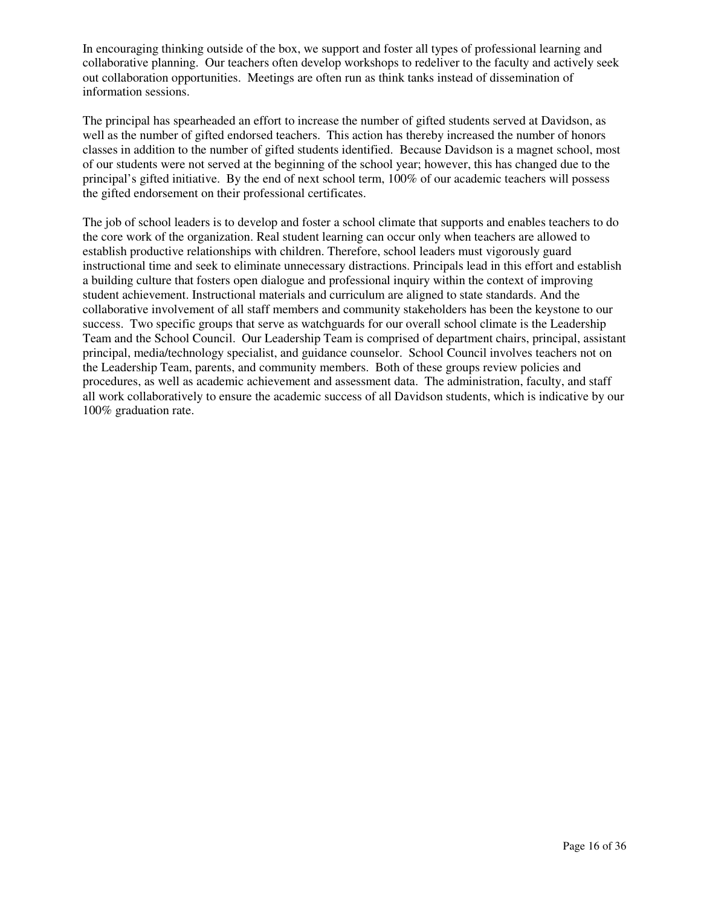In encouraging thinking outside of the box, we support and foster all types of professional learning and collaborative planning. Our teachers often develop workshops to redeliver to the faculty and actively seek out collaboration opportunities. Meetings are often run as think tanks instead of dissemination of information sessions.

The principal has spearheaded an effort to increase the number of gifted students served at Davidson, as well as the number of gifted endorsed teachers. This action has thereby increased the number of honors classes in addition to the number of gifted students identified. Because Davidson is a magnet school, most of our students were not served at the beginning of the school year; however, this has changed due to the principal's gifted initiative. By the end of next school term, 100% of our academic teachers will possess the gifted endorsement on their professional certificates.

The job of school leaders is to develop and foster a school climate that supports and enables teachers to do the core work of the organization. Real student learning can occur only when teachers are allowed to establish productive relationships with children. Therefore, school leaders must vigorously guard instructional time and seek to eliminate unnecessary distractions. Principals lead in this effort and establish a building culture that fosters open dialogue and professional inquiry within the context of improving student achievement. Instructional materials and curriculum are aligned to state standards. And the collaborative involvement of all staff members and community stakeholders has been the keystone to our success. Two specific groups that serve as watchguards for our overall school climate is the Leadership Team and the School Council. Our Leadership Team is comprised of department chairs, principal, assistant principal, media/technology specialist, and guidance counselor. School Council involves teachers not on the Leadership Team, parents, and community members. Both of these groups review policies and procedures, as well as academic achievement and assessment data. The administration, faculty, and staff all work collaboratively to ensure the academic success of all Davidson students, which is indicative by our 100% graduation rate.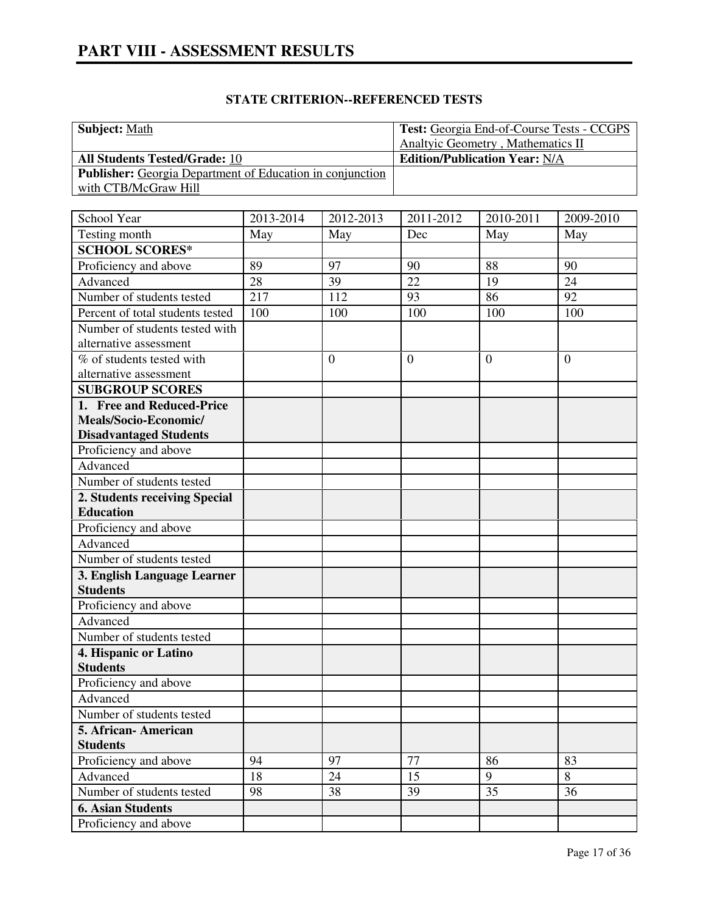# PART VIII - ASSESSMENT RESULTS

## STATE CRITERION--REFERENCED TESTS

| **Subject:** Math | **Test:** Georgia End-of-Course Tests - CCGPS Analtyic Geometry , Mathematics II |
|---|---|
| **All Students Tested/Grade:** 10 | **Edition/Publication Year:** N/A |
| **Publisher:** Georgia Department of Education in conjunction with CTB/McGraw Hill | |

| School Year | 2013-2014 | 2012-2013 | 2011-2012 | 2010-2011 | 2009-2010 |
|---|---|---|---|---|---|
| Testing month | May | May | Dec | May | May |
| **SCHOOL SCORES*** | | | | | |
| Proficiency and above | 89 | 97 | 90 | 88 | 90 |
| Advanced | 28 | 39 | 22 | 19 | 24 |
| Number of students tested | 217 | 112 | 93 | 86 | 92 |
| Percent of total students tested | 100 | 100 | 100 | 100 | 100 |
| Number of students tested with alternative assessment | | | | | |
| % of students tested with alternative assessment | | 0 | 0 | 0 | 0 |
| **SUBGROUP SCORES** | | | | | |
| **1. Free and Reduced-Price Meals/Socio-Economic/ Disadvantaged Students** | | | | | |
| Proficiency and above | | | | | |
| Advanced | | | | | |
| Number of students tested | | | | | |
| **2. Students receiving Special Education** | | | | | |
| Proficiency and above | | | | | |
| Advanced | | | | | |
| Number of students tested | | | | | |
| **3. English Language Learner Students** | | | | | |
| Proficiency and above | | | | | |
| Advanced | | | | | |
| Number of students tested | | | | | |
| **4. Hispanic or Latino Students** | | | | | |
| Proficiency and above | | | | | |
| Advanced | | | | | |
| Number of students tested | | | | | |
| **5. African- American Students** | | | | | |
| Proficiency and above | 94 | 97 | 77 | 86 | 83 |
| Advanced | 18 | 24 | 15 | 9 | 8 |
| Number of students tested | 98 | 38 | 39 | 35 | 36 |
| **6. Asian Students** | | | | | |
| Proficiency and above | | | | | |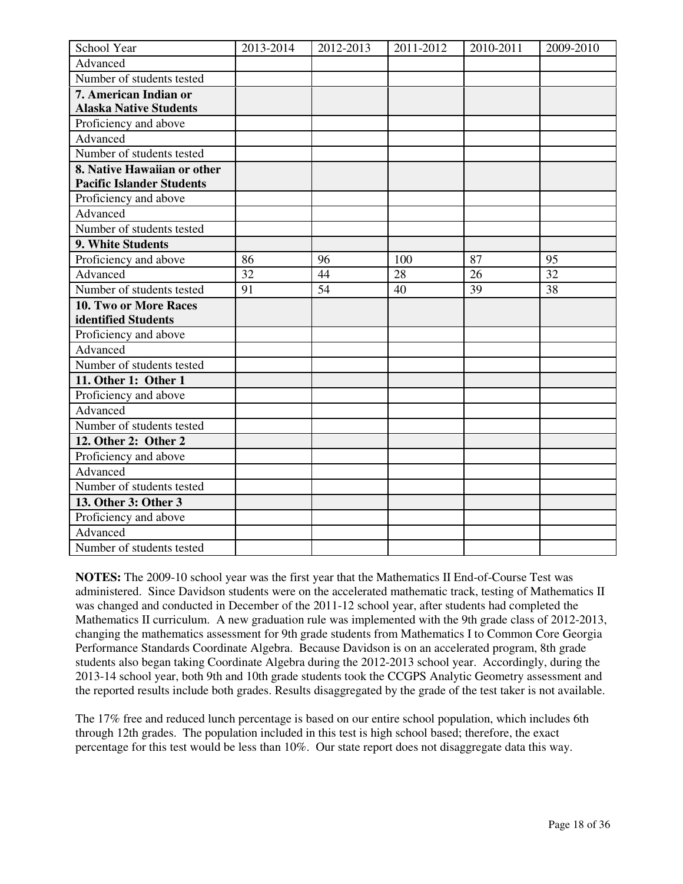| School Year | 2013-2014 | 2012-2013 | 2011-2012 | 2010-2011 | 2009-2010 |
|---|---|---|---|---|---|
| Advanced | | | | | |
| Number of students tested | | | | | |
| **7. American Indian or Alaska Native Students** | | | | | |
| Proficiency and above | | | | | |
| Advanced | | | | | |
| Number of students tested | | | | | |
| **8. Native Hawaiian or other Pacific Islander Students** | | | | | |
| Proficiency and above | | | | | |
| Advanced | | | | | |
| Number of students tested | | | | | |
| **9. White Students** | | | | | |
| Proficiency and above | 86 | 96 | 100 | 87 | 95 |
| Advanced | 32 | 44 | 28 | 26 | 32 |
| Number of students tested | 91 | 54 | 40 | 39 | 38 |
| **10. Two or More Races identified Students** | | | | | |
| Proficiency and above | | | | | |
| Advanced | | | | | |
| Number of students tested | | | | | |
| **11. Other 1: Other 1** | | | | | |
| Proficiency and above | | | | | |
| Advanced | | | | | |
| Number of students tested | | | | | |
| **12. Other 2: Other 2** | | | | | |
| Proficiency and above | | | | | |
| Advanced | | | | | |
| Number of students tested | | | | | |
| **13. Other 3: Other 3** | | | | | |
| Proficiency and above | | | | | |
| Advanced | | | | | |
| Number of students tested | | | | | |

**NOTES:** The 2009-10 school year was the first year that the Mathematics II End-of-Course Test was administered. Since Davidson students were on the accelerated mathematic track, testing of Mathematics II was changed and conducted in December of the 2011-12 school year, after students had completed the Mathematics II curriculum. A new graduation rule was implemented with the 9th grade class of 2012-2013, changing the mathematics assessment for 9th grade students from Mathematics I to Common Core Georgia Performance Standards Coordinate Algebra. Because Davidson is on an accelerated program, 8th grade students also began taking Coordinate Algebra during the 2012-2013 school year. Accordingly, during the 2013-14 school year, both 9th and 10th grade students took the CCGPS Analytic Geometry assessment and the reported results include both grades. Results disaggregated by the grade of the test taker is not available.

The 17% free and reduced lunch percentage is based on our entire school population, which includes 6th through 12th grades. The population included in this test is high school based; therefore, the exact percentage for this test would be less than 10%. Our state report does not disaggregate data this way.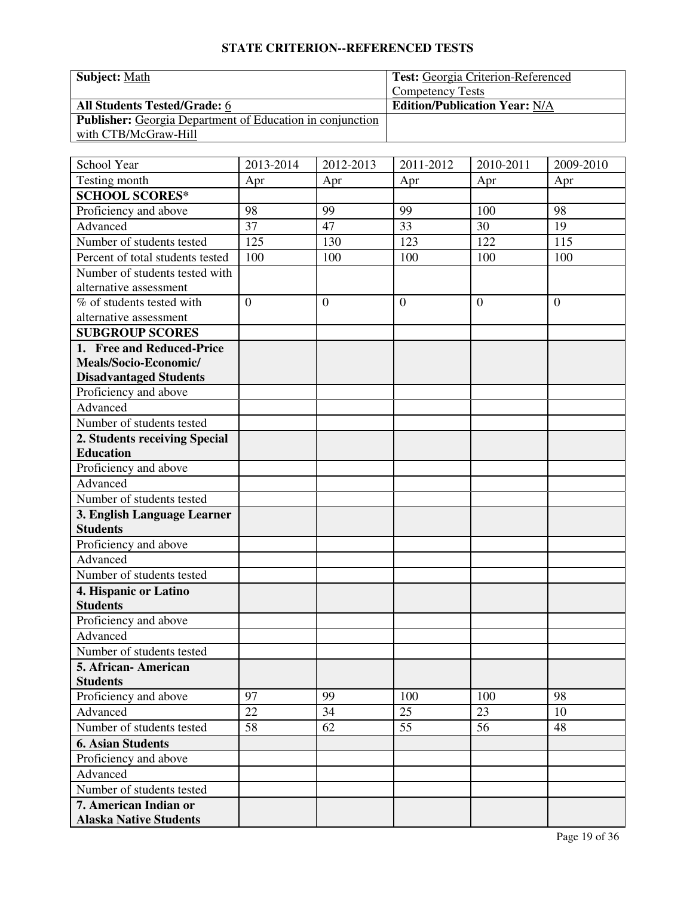# STATE CRITERION--REFERENCED TESTS

| **Subject:** Math | **Test:** Georgia Criterion-Referenced Competency Tests |
|---|---|
| **All Students Tested/Grade:** 6 | **Edition/Publication Year:** N/A |
| **Publisher:** Georgia Department of Education in conjunction with CTB/McGraw-Hill | |

| School Year | 2013-2014 | 2012-2013 | 2011-2012 | 2010-2011 | 2009-2010 |
|---|---|---|---|---|---|
| Testing month | Apr | Apr | Apr | Apr | Apr |
| **SCHOOL SCORES*** | | | | | |
| Proficiency and above | 98 | 99 | 99 | 100 | 98 |
| Advanced | 37 | 47 | 33 | 30 | 19 |
| Number of students tested | 125 | 130 | 123 | 122 | 115 |
| Percent of total students tested | 100 | 100 | 100 | 100 | 100 |
| Number of students tested with alternative assessment | | | | | |
| % of students tested with alternative assessment | 0 | 0 | 0 | 0 | 0 |
| **SUBGROUP SCORES** | | | | | |
| **1. Free and Reduced-Price Meals/Socio-Economic/ Disadvantaged Students** | | | | | |
| Proficiency and above | | | | | |
| Advanced | | | | | |
| Number of students tested | | | | | |
| **2. Students receiving Special Education** | | | | | |
| Proficiency and above | | | | | |
| Advanced | | | | | |
| Number of students tested | | | | | |
| **3. English Language Learner Students** | | | | | |
| Proficiency and above | | | | | |
| Advanced | | | | | |
| Number of students tested | | | | | |
| **4. Hispanic or Latino Students** | | | | | |
| Proficiency and above | | | | | |
| Advanced | | | | | |
| Number of students tested | | | | | |
| **5. African- American Students** | | | | | |
| Proficiency and above | 97 | 99 | 100 | 100 | 98 |
| Advanced | 22 | 34 | 25 | 23 | 10 |
| Number of students tested | 58 | 62 | 55 | 56 | 48 |
| **6. Asian Students** | | | | | |
| Proficiency and above | | | | | |
| Advanced | | | | | |
| Number of students tested | | | | | |
| **7. American Indian or Alaska Native Students** | | | | | |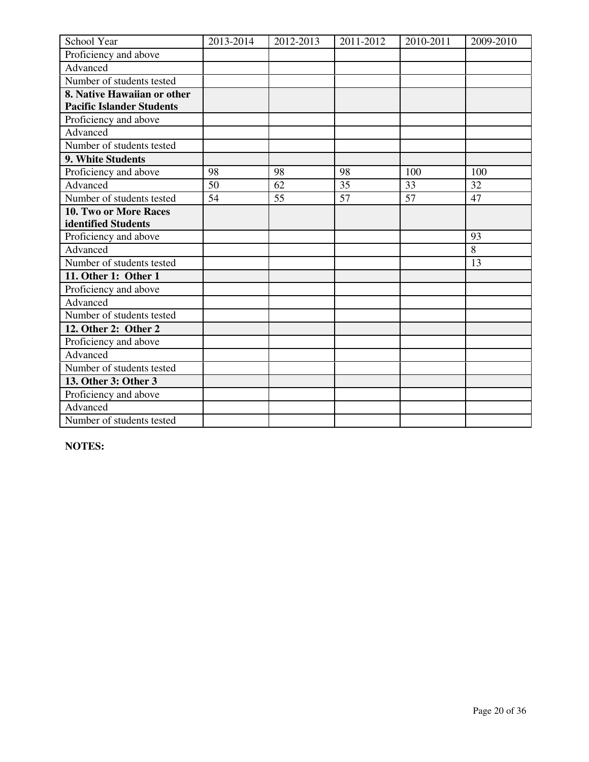| School Year | 2013-2014 | 2012-2013 | 2011-2012 | 2010-2011 | 2009-2010 |
| --- | --- | --- | --- | --- | --- |
| Proficiency and above | | | | | |
| Advanced | | | | | |
| Number of students tested | | | | | |
| **8. Native Hawaiian or other Pacific Islander Students** | | | | | |
| Proficiency and above | | | | | |
| Advanced | | | | | |
| Number of students tested | | | | | |
| **9. White Students** | | | | | |
| Proficiency and above | 98 | 98 | 98 | 100 | 100 |
| Advanced | 50 | 62 | 35 | 33 | 32 |
| Number of students tested | 54 | 55 | 57 | 57 | 47 |
| **10. Two or More Races identified Students** | | | | | |
| Proficiency and above | | | | | 93 |
| Advanced | | | | | 8 |
| Number of students tested | | | | | 13 |
| **11. Other 1: Other 1** | | | | | |
| Proficiency and above | | | | | |
| Advanced | | | | | |
| Number of students tested | | | | | |
| **12. Other 2: Other 2** | | | | | |
| Proficiency and above | | | | | |
| Advanced | | | | | |
| Number of students tested | | | | | |
| **13. Other 3: Other 3** | | | | | |
| Proficiency and above | | | | | |
| Advanced | | | | | |
| Number of students tested | | | | | |

**NOTES:**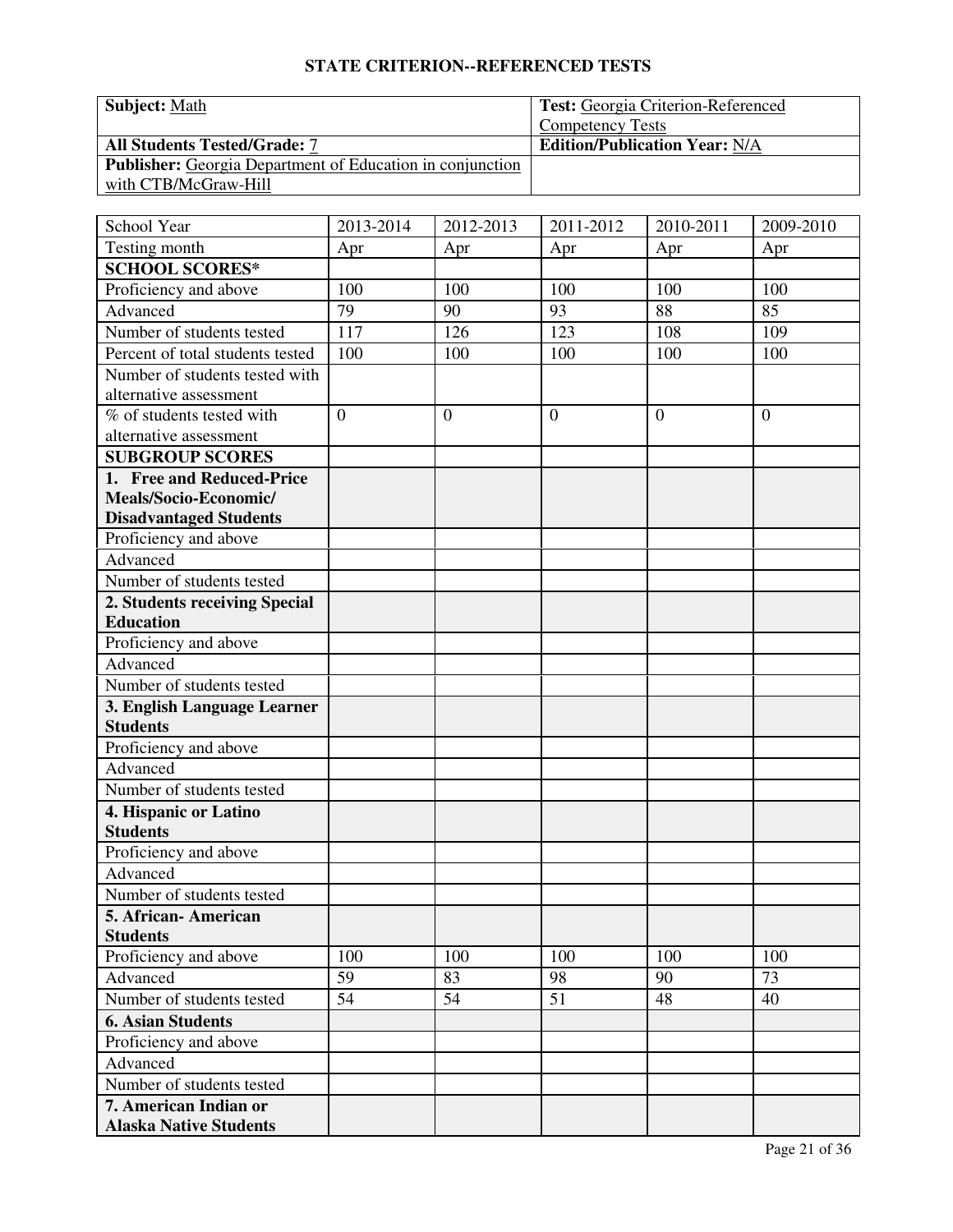## STATE CRITERION--REFERENCED TESTS

| **Subject:** Math | **Test:** Georgia Criterion-Referenced Competency Tests |
|---|---|
| **All Students Tested/Grade:** 7 | **Edition/Publication Year:** N/A |
| **Publisher:** Georgia Department of Education in conjunction with CTB/McGraw-Hill | |

| School Year | 2013-2014 | 2012-2013 | 2011-2012 | 2010-2011 | 2009-2010 |
|---|---|---|---|---|---|
| Testing month | Apr | Apr | Apr | Apr | Apr |
| **SCHOOL SCORES*** | | | | | |
| Proficiency and above | 100 | 100 | 100 | 100 | 100 |
| Advanced | 79 | 90 | 93 | 88 | 85 |
| Number of students tested | 117 | 126 | 123 | 108 | 109 |
| Percent of total students tested | 100 | 100 | 100 | 100 | 100 |
| Number of students tested with alternative assessment | | | | | |
| % of students tested with alternative assessment | 0 | 0 | 0 | 0 | 0 |
| **SUBGROUP SCORES** | | | | | |
| **1. Free and Reduced-Price Meals/Socio-Economic/ Disadvantaged Students** | | | | | |
| Proficiency and above | | | | | |
| Advanced | | | | | |
| Number of students tested | | | | | |
| **2. Students receiving Special Education** | | | | | |
| Proficiency and above | | | | | |
| Advanced | | | | | |
| Number of students tested | | | | | |
| **3. English Language Learner Students** | | | | | |
| Proficiency and above | | | | | |
| Advanced | | | | | |
| Number of students tested | | | | | |
| **4. Hispanic or Latino Students** | | | | | |
| Proficiency and above | | | | | |
| Advanced | | | | | |
| Number of students tested | | | | | |
| **5. African- American Students** | | | | | |
| Proficiency and above | 100 | 100 | 100 | 100 | 100 |
| Advanced | 59 | 83 | 98 | 90 | 73 |
| Number of students tested | 54 | 54 | 51 | 48 | 40 |
| **6. Asian Students** | | | | | |
| Proficiency and above | | | | | |
| Advanced | | | | | |
| Number of students tested | | | | | |
| **7. American Indian or Alaska Native Students** | | | | | |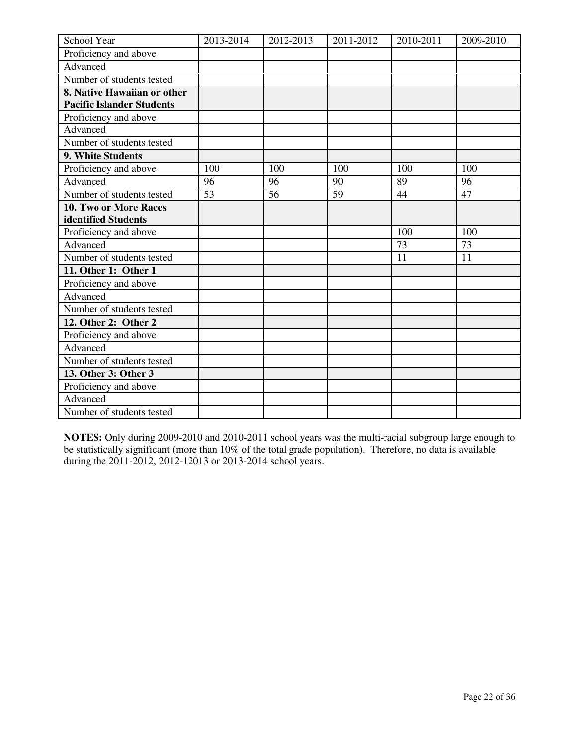| School Year | 2013-2014 | 2012-2013 | 2011-2012 | 2010-2011 | 2009-2010 |
|---|---|---|---|---|---|
| Proficiency and above | | | | | |
| Advanced | | | | | |
| Number of students tested | | | | | |
| **8. Native Hawaiian or other Pacific Islander Students** | | | | | |
| Proficiency and above | | | | | |
| Advanced | | | | | |
| Number of students tested | | | | | |
| **9. White Students** | | | | | |
| Proficiency and above | 100 | 100 | 100 | 100 | 100 |
| Advanced | 96 | 96 | 90 | 89 | 96 |
| Number of students tested | 53 | 56 | 59 | 44 | 47 |
| **10. Two or More Races identified Students** | | | | | |
| Proficiency and above | | | | 100 | 100 |
| Advanced | | | | 73 | 73 |
| Number of students tested | | | | 11 | 11 |
| **11. Other 1: Other 1** | | | | | |
| Proficiency and above | | | | | |
| Advanced | | | | | |
| Number of students tested | | | | | |
| **12. Other 2: Other 2** | | | | | |
| Proficiency and above | | | | | |
| Advanced | | | | | |
| Number of students tested | | | | | |
| **13. Other 3: Other 3** | | | | | |
| Proficiency and above | | | | | |
| Advanced | | | | | |
| Number of students tested | | | | | |

**NOTES:** Only during 2009-2010 and 2010-2011 school years was the multi-racial subgroup large enough to be statistically significant (more than 10% of the total grade population). Therefore, no data is available during the 2011-2012, 2012-12013 or 2013-2014 school years.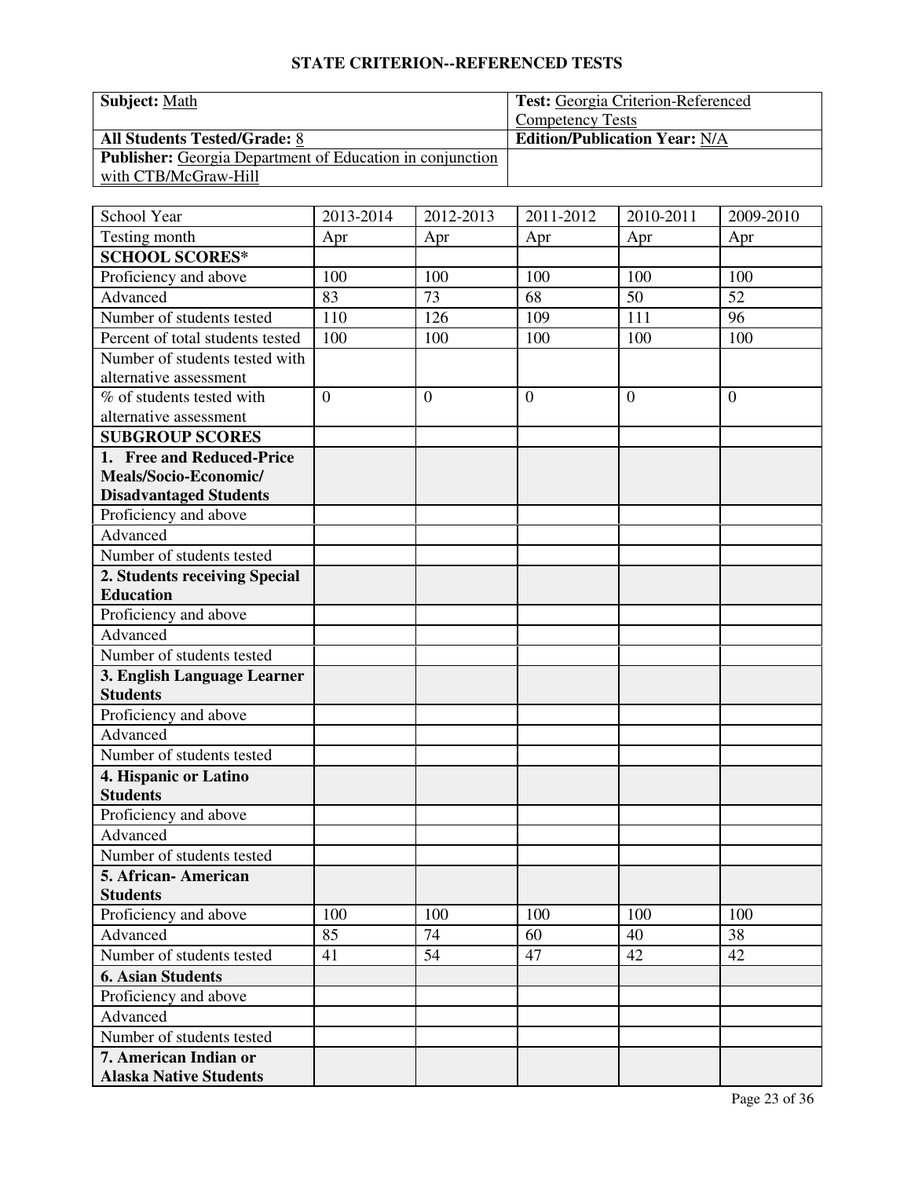## STATE CRITERION--REFERENCED TESTS

| **Subject:** Math | **Test:** Georgia Criterion-Referenced Competency Tests |
|---|---|
| **All Students Tested/Grade:** 8 | **Edition/Publication Year:** N/A |
| **Publisher:** Georgia Department of Education in conjunction with CTB/McGraw-Hill | |

| School Year | 2013-2014 | 2012-2013 | 2011-2012 | 2010-2011 | 2009-2010 |
|---|---|---|---|---|---|
| Testing month | Apr | Apr | Apr | Apr | Apr |
| **SCHOOL SCORES*** | | | | | |
| Proficiency and above | 100 | 100 | 100 | 100 | 100 |
| Advanced | 83 | 73 | 68 | 50 | 52 |
| Number of students tested | 110 | 126 | 109 | 111 | 96 |
| Percent of total students tested | 100 | 100 | 100 | 100 | 100 |
| Number of students tested with alternative assessment | | | | | |
| % of students tested with alternative assessment | 0 | 0 | 0 | 0 | 0 |
| **SUBGROUP SCORES** | | | | | |
| **1. Free and Reduced-Price Meals/Socio-Economic/ Disadvantaged Students** | | | | | |
| Proficiency and above | | | | | |
| Advanced | | | | | |
| Number of students tested | | | | | |
| **2. Students receiving Special Education** | | | | | |
| Proficiency and above | | | | | |
| Advanced | | | | | |
| Number of students tested | | | | | |
| **3. English Language Learner Students** | | | | | |
| Proficiency and above | | | | | |
| Advanced | | | | | |
| Number of students tested | | | | | |
| **4. Hispanic or Latino Students** | | | | | |
| Proficiency and above | | | | | |
| Advanced | | | | | |
| Number of students tested | | | | | |
| **5. African- American Students** | | | | | |
| Proficiency and above | 100 | 100 | 100 | 100 | 100 |
| Advanced | 85 | 74 | 60 | 40 | 38 |
| Number of students tested | 41 | 54 | 47 | 42 | 42 |
| **6. Asian Students** | | | | | |
| Proficiency and above | | | | | |
| Advanced | | | | | |
| Number of students tested | | | | | |
| **7. American Indian or Alaska Native Students** | | | | | |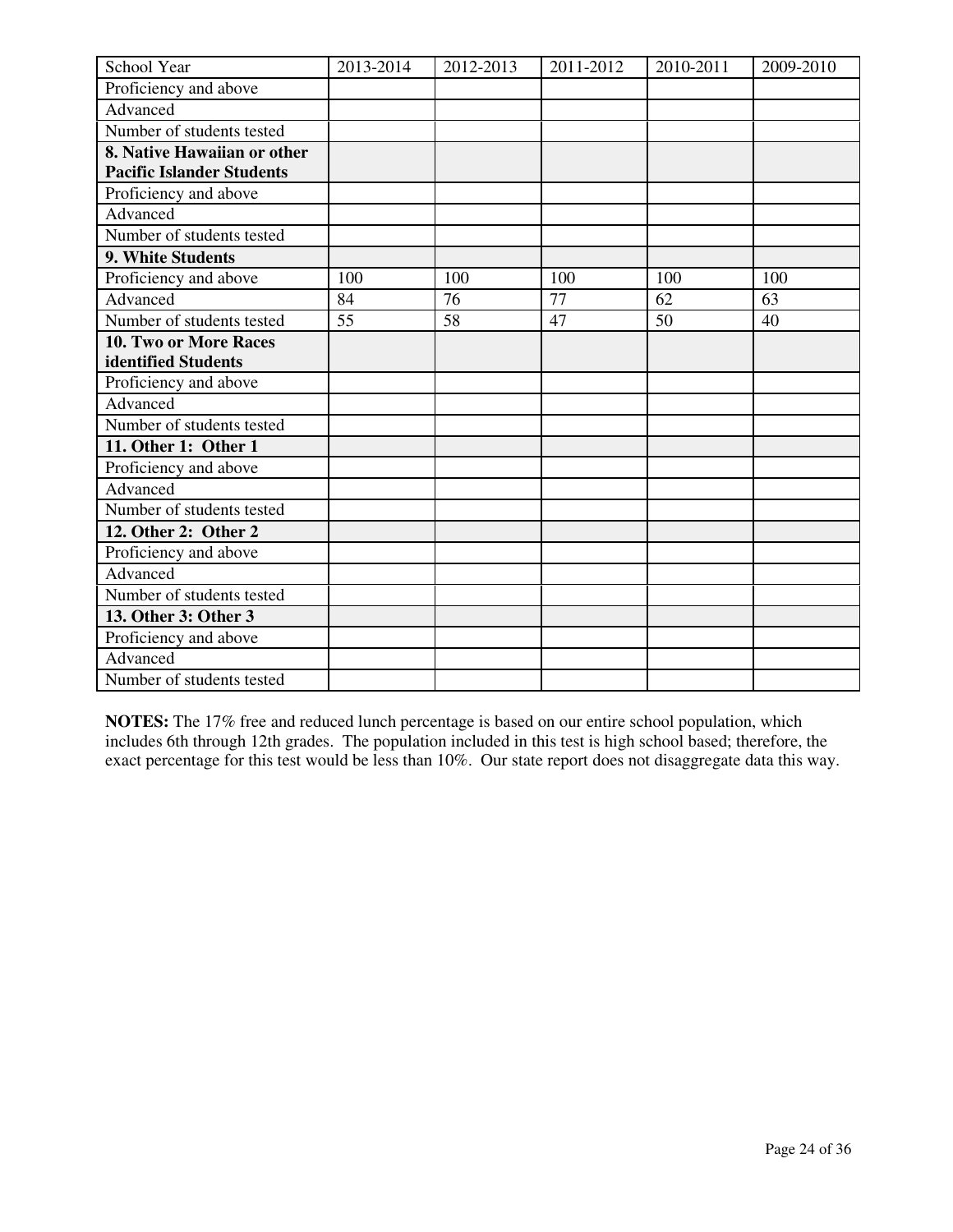| School Year | 2013-2014 | 2012-2013 | 2011-2012 | 2010-2011 | 2009-2010 |
| --- | --- | --- | --- | --- | --- |
| Proficiency and above | | | | | |
| Advanced | | | | | |
| Number of students tested | | | | | |
| **8. Native Hawaiian or other Pacific Islander Students** | | | | | |
| Proficiency and above | | | | | |
| Advanced | | | | | |
| Number of students tested | | | | | |
| **9. White Students** | | | | | |
| Proficiency and above | 100 | 100 | 100 | 100 | 100 |
| Advanced | 84 | 76 | 77 | 62 | 63 |
| Number of students tested | 55 | 58 | 47 | 50 | 40 |
| **10. Two or More Races identified Students** | | | | | |
| Proficiency and above | | | | | |
| Advanced | | | | | |
| Number of students tested | | | | | |
| **11. Other 1: Other 1** | | | | | |
| Proficiency and above | | | | | |
| Advanced | | | | | |
| Number of students tested | | | | | |
| **12. Other 2: Other 2** | | | | | |
| Proficiency and above | | | | | |
| Advanced | | | | | |
| Number of students tested | | | | | |
| **13. Other 3: Other 3** | | | | | |
| Proficiency and above | | | | | |
| Advanced | | | | | |
| Number of students tested | | | | | |

**NOTES:** The 17% free and reduced lunch percentage is based on our entire school population, which includes 6th through 12th grades. The population included in this test is high school based; therefore, the exact percentage for this test would be less than 10%. Our state report does not disaggregate data this way.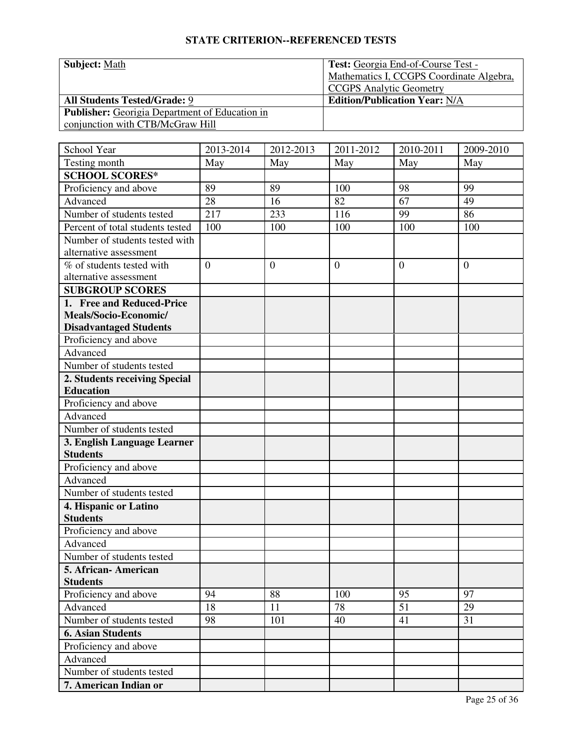## STATE CRITERION--REFERENCED TESTS

| **Subject:** Math | **Test:** Georgia End-of-Course Test - Mathematics I, CCGPS Coordinate Algebra, CCGPS Analytic Geometry |
|---|---|
| **All Students Tested/Grade:** 9 | **Edition/Publication Year:** N/A |
| **Publisher:** Georigia Department of Education in conjunction with CTB/McGraw Hill | |

| School Year | 2013-2014 | 2012-2013 | 2011-2012 | 2010-2011 | 2009-2010 |
|---|---|---|---|---|---|
| Testing month | May | May | May | May | May |
| **SCHOOL SCORES*** | | | | | |
| Proficiency and above | 89 | 89 | 100 | 98 | 99 |
| Advanced | 28 | 16 | 82 | 67 | 49 |
| Number of students tested | 217 | 233 | 116 | 99 | 86 |
| Percent of total students tested | 100 | 100 | 100 | 100 | 100 |
| Number of students tested with alternative assessment | | | | | |
| % of students tested with alternative assessment | 0 | 0 | 0 | 0 | 0 |
| **SUBGROUP SCORES** | | | | | |
| **1. Free and Reduced-Price Meals/Socio-Economic/ Disadvantaged Students** | | | | | |
| Proficiency and above | | | | | |
| Advanced | | | | | |
| Number of students tested | | | | | |
| **2. Students receiving Special Education** | | | | | |
| Proficiency and above | | | | | |
| Advanced | | | | | |
| Number of students tested | | | | | |
| **3. English Language Learner Students** | | | | | |
| Proficiency and above | | | | | |
| Advanced | | | | | |
| Number of students tested | | | | | |
| **4. Hispanic or Latino Students** | | | | | |
| Proficiency and above | | | | | |
| Advanced | | | | | |
| Number of students tested | | | | | |
| **5. African- American Students** | | | | | |
| Proficiency and above | 94 | 88 | 100 | 95 | 97 |
| Advanced | 18 | 11 | 78 | 51 | 29 |
| Number of students tested | 98 | 101 | 40 | 41 | 31 |
| **6. Asian Students** | | | | | |
| Proficiency and above | | | | | |
| Advanced | | | | | |
| Number of students tested | | | | | |
| **7. American Indian or** | | | | | |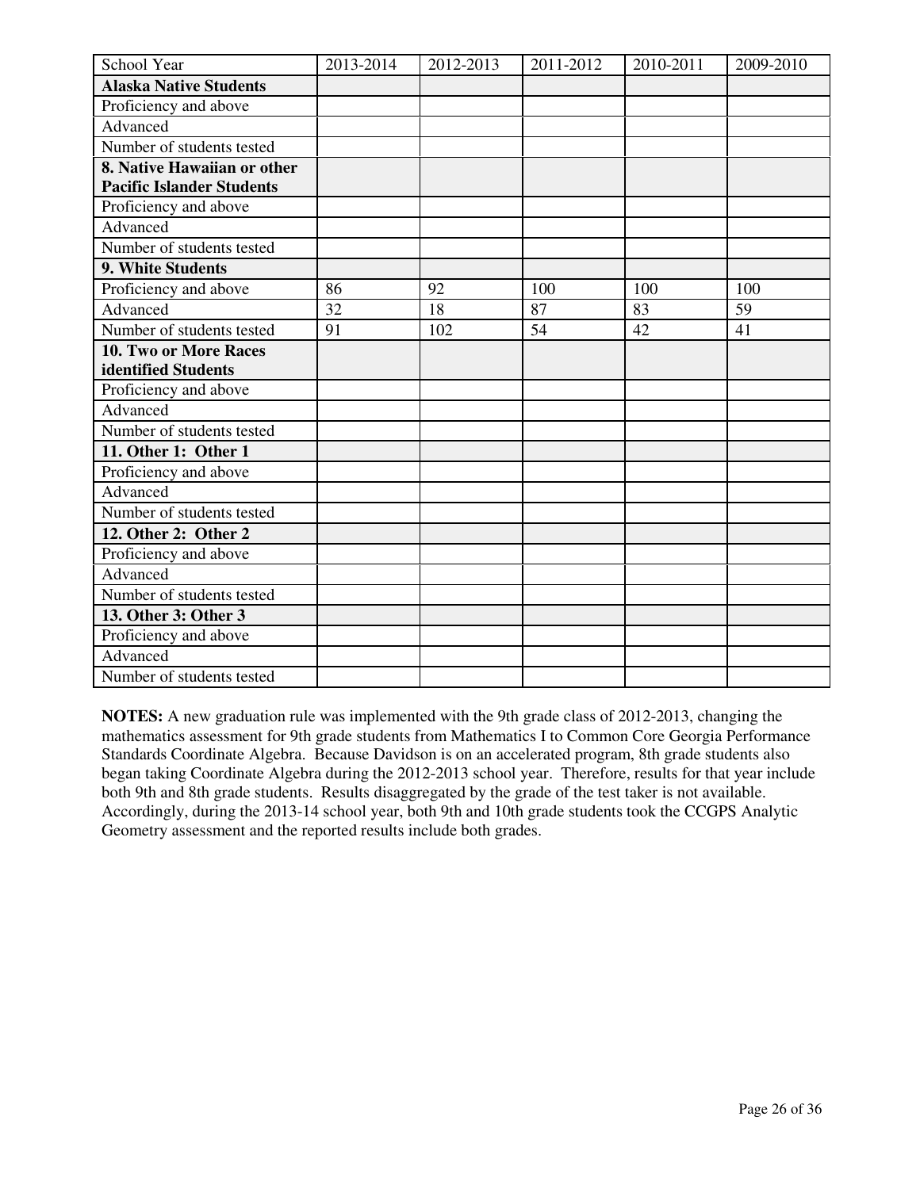| School Year | 2013-2014 | 2012-2013 | 2011-2012 | 2010-2011 | 2009-2010 |
|---|---|---|---|---|---|
| **Alaska Native Students** | | | | | |
| Proficiency and above | | | | | |
| Advanced | | | | | |
| Number of students tested | | | | | |
| **8. Native Hawaiian or other Pacific Islander Students** | | | | | |
| Proficiency and above | | | | | |
| Advanced | | | | | |
| Number of students tested | | | | | |
| **9. White Students** | | | | | |
| Proficiency and above | 86 | 92 | 100 | 100 | 100 |
| Advanced | 32 | 18 | 87 | 83 | 59 |
| Number of students tested | 91 | 102 | 54 | 42 | 41 |
| **10. Two or More Races identified Students** | | | | | |
| Proficiency and above | | | | | |
| Advanced | | | | | |
| Number of students tested | | | | | |
| **11. Other 1: Other 1** | | | | | |
| Proficiency and above | | | | | |
| Advanced | | | | | |
| Number of students tested | | | | | |
| **12. Other 2: Other 2** | | | | | |
| Proficiency and above | | | | | |
| Advanced | | | | | |
| Number of students tested | | | | | |
| **13. Other 3: Other 3** | | | | | |
| Proficiency and above | | | | | |
| Advanced | | | | | |
| Number of students tested | | | | | |

**NOTES:** A new graduation rule was implemented with the 9th grade class of 2012-2013, changing the mathematics assessment for 9th grade students from Mathematics I to Common Core Georgia Performance Standards Coordinate Algebra. Because Davidson is on an accelerated program, 8th grade students also began taking Coordinate Algebra during the 2012-2013 school year. Therefore, results for that year include both 9th and 8th grade students. Results disaggregated by the grade of the test taker is not available. Accordingly, during the 2013-14 school year, both 9th and 10th grade students took the CCGPS Analytic Geometry assessment and the reported results include both grades.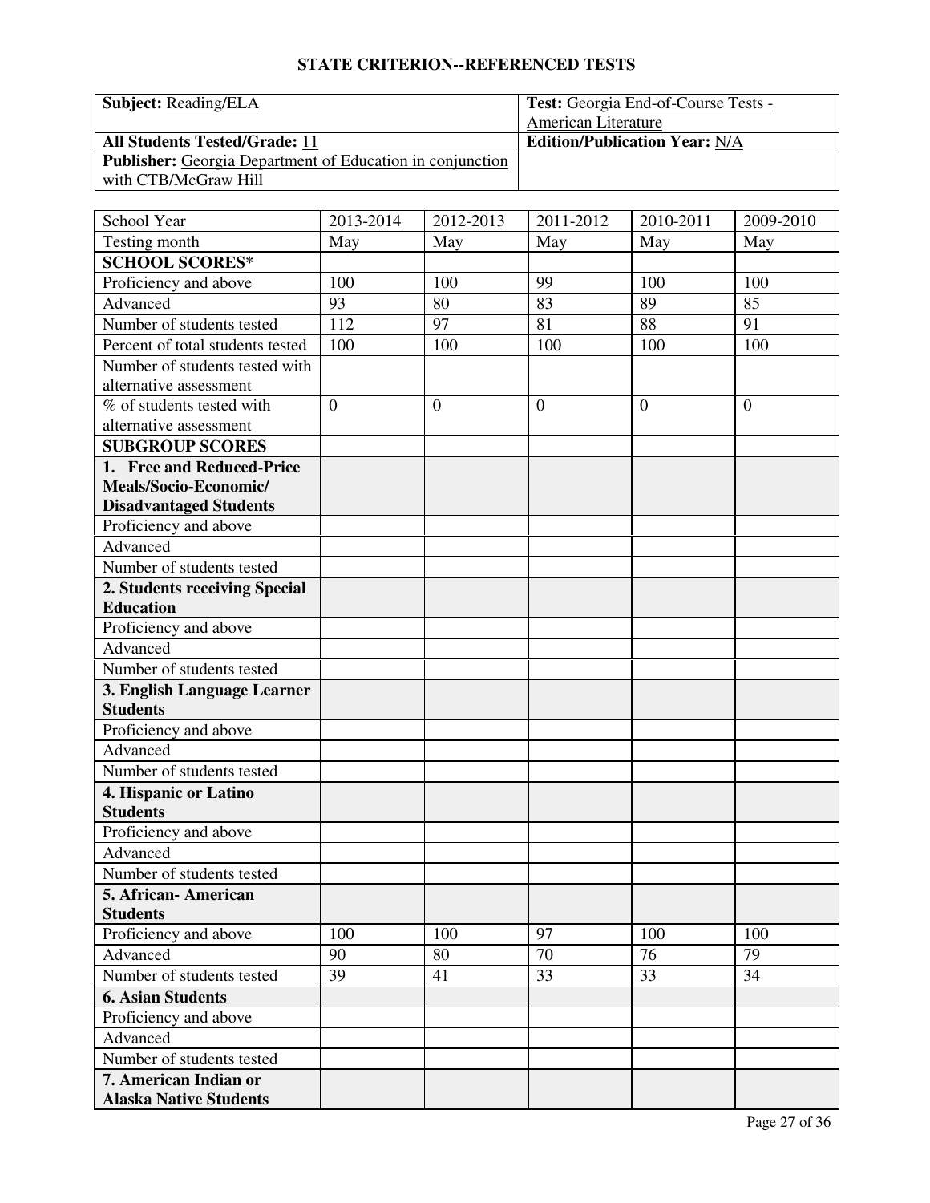## STATE CRITERION--REFERENCED TESTS

| **Subject:** Reading/ELA | **Test:** Georgia End-of-Course Tests - American Literature |
|---|---|
| **All Students Tested/Grade:** 11 | **Edition/Publication Year:** N/A |
| **Publisher:** Georgia Department of Education in conjunction with CTB/McGraw Hill | |

| School Year | 2013-2014 | 2012-2013 | 2011-2012 | 2010-2011 | 2009-2010 |
|---|---|---|---|---|---|
| Testing month | May | May | May | May | May |
| **SCHOOL SCORES*** | | | | | |
| Proficiency and above | 100 | 100 | 99 | 100 | 100 |
| Advanced | 93 | 80 | 83 | 89 | 85 |
| Number of students tested | 112 | 97 | 81 | 88 | 91 |
| Percent of total students tested | 100 | 100 | 100 | 100 | 100 |
| Number of students tested with alternative assessment | | | | | |
| % of students tested with alternative assessment | 0 | 0 | 0 | 0 | 0 |
| **SUBGROUP SCORES** | | | | | |
| **1. Free and Reduced-Price Meals/Socio-Economic/ Disadvantaged Students** | | | | | |
| Proficiency and above | | | | | |
| Advanced | | | | | |
| Number of students tested | | | | | |
| **2. Students receiving Special Education** | | | | | |
| Proficiency and above | | | | | |
| Advanced | | | | | |
| Number of students tested | | | | | |
| **3. English Language Learner Students** | | | | | |
| Proficiency and above | | | | | |
| Advanced | | | | | |
| Number of students tested | | | | | |
| **4. Hispanic or Latino Students** | | | | | |
| Proficiency and above | | | | | |
| Advanced | | | | | |
| Number of students tested | | | | | |
| **5. African- American Students** | | | | | |
| Proficiency and above | 100 | 100 | 97 | 100 | 100 |
| Advanced | 90 | 80 | 70 | 76 | 79 |
| Number of students tested | 39 | 41 | 33 | 33 | 34 |
| **6. Asian Students** | | | | | |
| Proficiency and above | | | | | |
| Advanced | | | | | |
| Number of students tested | | | | | |
| **7. American Indian or Alaska Native Students** | | | | | |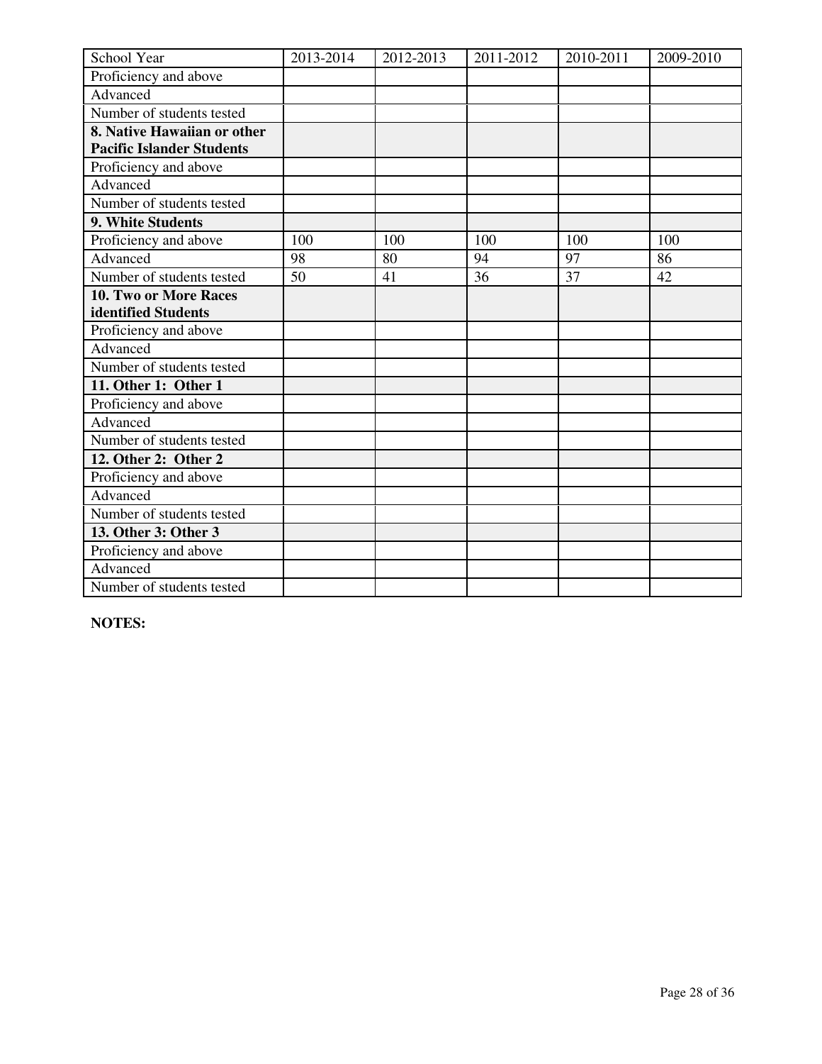| School Year | 2013-2014 | 2012-2013 | 2011-2012 | 2010-2011 | 2009-2010 |
|---|---|---|---|---|---|
| Proficiency and above | | | | | |
| Advanced | | | | | |
| Number of students tested | | | | | |
| **8. Native Hawaiian or other Pacific Islander Students** | | | | | |
| Proficiency and above | | | | | |
| Advanced | | | | | |
| Number of students tested | | | | | |
| **9. White Students** | | | | | |
| Proficiency and above | 100 | 100 | 100 | 100 | 100 |
| Advanced | 98 | 80 | 94 | 97 | 86 |
| Number of students tested | 50 | 41 | 36 | 37 | 42 |
| **10. Two or More Races identified Students** | | | | | |
| Proficiency and above | | | | | |
| Advanced | | | | | |
| Number of students tested | | | | | |
| **11. Other 1: Other 1** | | | | | |
| Proficiency and above | | | | | |
| Advanced | | | | | |
| Number of students tested | | | | | |
| **12. Other 2: Other 2** | | | | | |
| Proficiency and above | | | | | |
| Advanced | | | | | |
| Number of students tested | | | | | |
| **13. Other 3: Other 3** | | | | | |
| Proficiency and above | | | | | |
| Advanced | | | | | |
| Number of students tested | | | | | |

**NOTES:**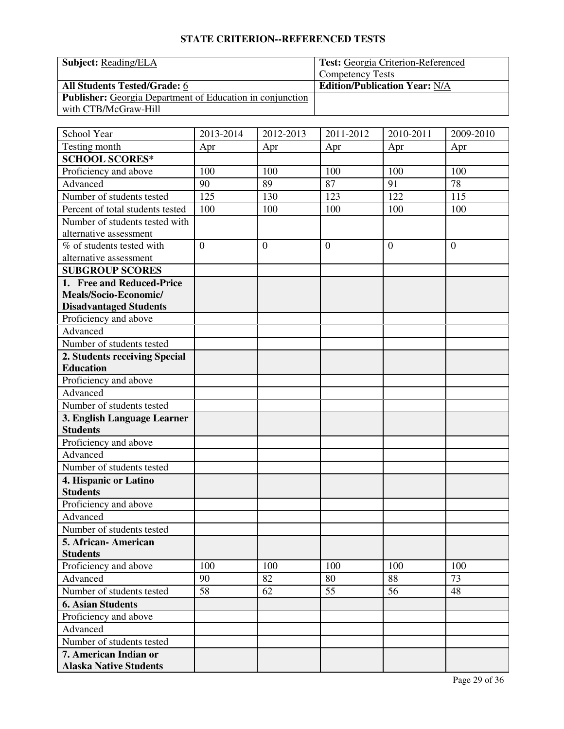## STATE CRITERION--REFERENCED TESTS

| **Subject:** Reading/ELA | **Test:** Georgia Criterion-Referenced Competency Tests |
|---|---|
| **All Students Tested/Grade:** 6 | **Edition/Publication Year:** N/A |
| **Publisher:** Georgia Department of Education in conjunction with CTB/McGraw-Hill | |

| School Year | 2013-2014 | 2012-2013 | 2011-2012 | 2010-2011 | 2009-2010 |
|---|---|---|---|---|---|
| Testing month | Apr | Apr | Apr | Apr | Apr |
| **SCHOOL SCORES*** | | | | | |
| Proficiency and above | 100 | 100 | 100 | 100 | 100 |
| Advanced | 90 | 89 | 87 | 91 | 78 |
| Number of students tested | 125 | 130 | 123 | 122 | 115 |
| Percent of total students tested | 100 | 100 | 100 | 100 | 100 |
| Number of students tested with alternative assessment | | | | | |
| % of students tested with alternative assessment | 0 | 0 | 0 | 0 | 0 |
| **SUBGROUP SCORES** | | | | | |
| **1. Free and Reduced-Price Meals/Socio-Economic/ Disadvantaged Students** | | | | | |
| Proficiency and above | | | | | |
| Advanced | | | | | |
| Number of students tested | | | | | |
| **2. Students receiving Special Education** | | | | | |
| Proficiency and above | | | | | |
| Advanced | | | | | |
| Number of students tested | | | | | |
| **3. English Language Learner Students** | | | | | |
| Proficiency and above | | | | | |
| Advanced | | | | | |
| Number of students tested | | | | | |
| **4. Hispanic or Latino Students** | | | | | |
| Proficiency and above | | | | | |
| Advanced | | | | | |
| Number of students tested | | | | | |
| **5. African- American Students** | | | | | |
| Proficiency and above | 100 | 100 | 100 | 100 | 100 |
| Advanced | 90 | 82 | 80 | 88 | 73 |
| Number of students tested | 58 | 62 | 55 | 56 | 48 |
| **6. Asian Students** | | | | | |
| Proficiency and above | | | | | |
| Advanced | | | | | |
| Number of students tested | | | | | |
| **7. American Indian or Alaska Native Students** | | | | | |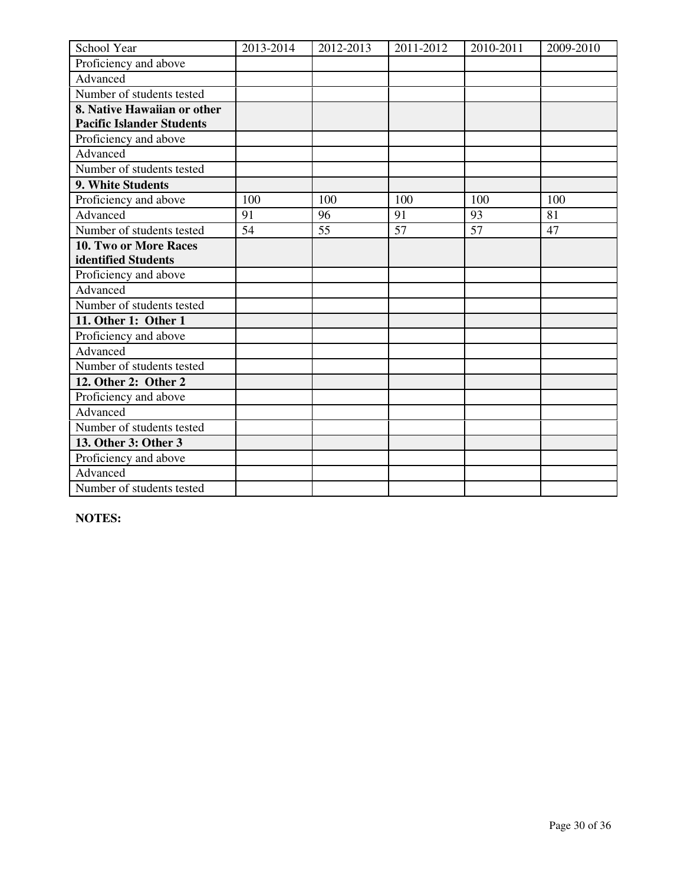| School Year | 2013-2014 | 2012-2013 | 2011-2012 | 2010-2011 | 2009-2010 |
| --- | --- | --- | --- | --- | --- |
| Proficiency and above | | | | | |
| Advanced | | | | | |
| Number of students tested | | | | | |
| **8. Native Hawaiian or other Pacific Islander Students** | | | | | |
| Proficiency and above | | | | | |
| Advanced | | | | | |
| Number of students tested | | | | | |
| **9. White Students** | | | | | |
| Proficiency and above | 100 | 100 | 100 | 100 | 100 |
| Advanced | 91 | 96 | 91 | 93 | 81 |
| Number of students tested | 54 | 55 | 57 | 57 | 47 |
| **10. Two or More Races identified Students** | | | | | |
| Proficiency and above | | | | | |
| Advanced | | | | | |
| Number of students tested | | | | | |
| **11. Other 1: Other 1** | | | | | |
| Proficiency and above | | | | | |
| Advanced | | | | | |
| Number of students tested | | | | | |
| **12. Other 2: Other 2** | | | | | |
| Proficiency and above | | | | | |
| Advanced | | | | | |
| Number of students tested | | | | | |
| **13. Other 3: Other 3** | | | | | |
| Proficiency and above | | | | | |
| Advanced | | | | | |
| Number of students tested | | | | | |

**NOTES:**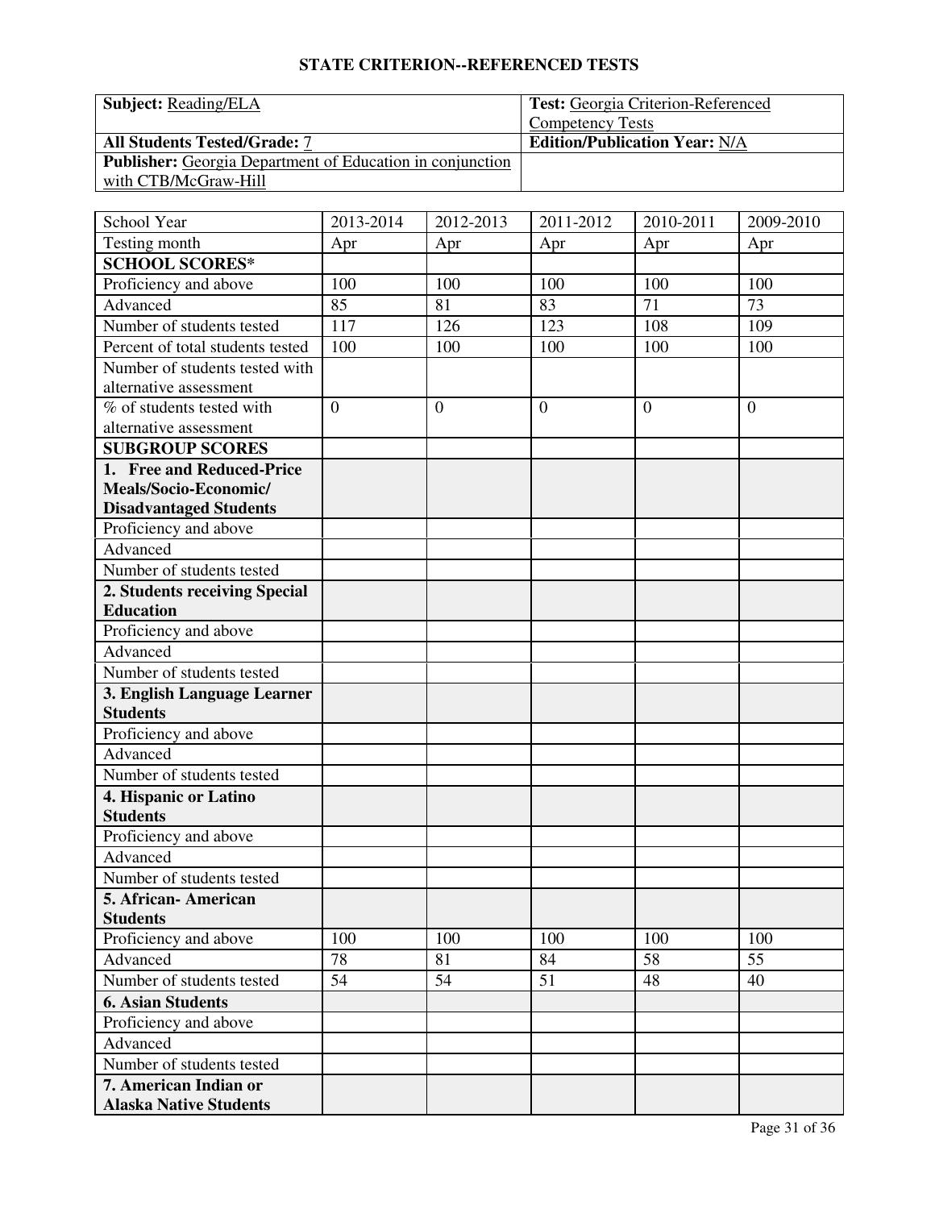## STATE CRITERION--REFERENCED TESTS

| **Subject:** Reading/ELA | **Test:** Georgia Criterion-Referenced Competency Tests |
|---|---|
| **All Students Tested/Grade:** 7 | **Edition/Publication Year:** N/A |
| **Publisher:** Georgia Department of Education in conjunction with CTB/McGraw-Hill | |

| School Year | 2013-2014 | 2012-2013 | 2011-2012 | 2010-2011 | 2009-2010 |
|---|---|---|---|---|---|
| Testing month | Apr | Apr | Apr | Apr | Apr |
| **SCHOOL SCORES*** | | | | | |
| Proficiency and above | 100 | 100 | 100 | 100 | 100 |
| Advanced | 85 | 81 | 83 | 71 | 73 |
| Number of students tested | 117 | 126 | 123 | 108 | 109 |
| Percent of total students tested | 100 | 100 | 100 | 100 | 100 |
| Number of students tested with alternative assessment | | | | | |
| % of students tested with alternative assessment | 0 | 0 | 0 | 0 | 0 |
| **SUBGROUP SCORES** | | | | | |
| **1. Free and Reduced-Price Meals/Socio-Economic/ Disadvantaged Students** | | | | | |
| Proficiency and above | | | | | |
| Advanced | | | | | |
| Number of students tested | | | | | |
| **2. Students receiving Special Education** | | | | | |
| Proficiency and above | | | | | |
| Advanced | | | | | |
| Number of students tested | | | | | |
| **3. English Language Learner Students** | | | | | |
| Proficiency and above | | | | | |
| Advanced | | | | | |
| Number of students tested | | | | | |
| **4. Hispanic or Latino Students** | | | | | |
| Proficiency and above | | | | | |
| Advanced | | | | | |
| Number of students tested | | | | | |
| **5. African- American Students** | | | | | |
| Proficiency and above | 100 | 100 | 100 | 100 | 100 |
| Advanced | 78 | 81 | 84 | 58 | 55 |
| Number of students tested | 54 | 54 | 51 | 48 | 40 |
| **6. Asian Students** | | | | | |
| Proficiency and above | | | | | |
| Advanced | | | | | |
| Number of students tested | | | | | |
| **7. American Indian or Alaska Native Students** | | | | | |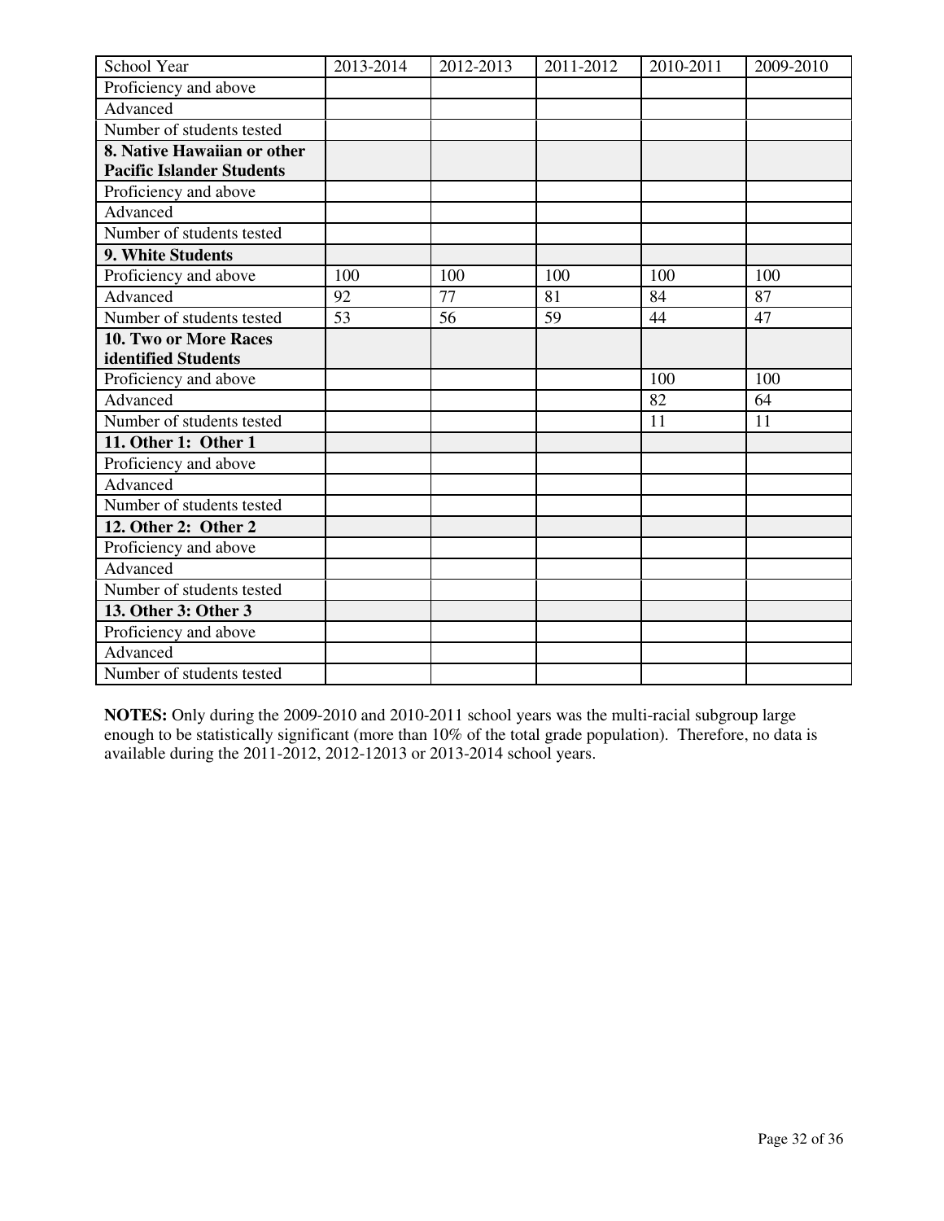| School Year | 2013-2014 | 2012-2013 | 2011-2012 | 2010-2011 | 2009-2010 |
| --- | --- | --- | --- | --- | --- |
| Proficiency and above | | | | | |
| Advanced | | | | | |
| Number of students tested | | | | | |
| **8. Native Hawaiian or other Pacific Islander Students** | | | | | |
| Proficiency and above | | | | | |
| Advanced | | | | | |
| Number of students tested | | | | | |
| **9. White Students** | | | | | |
| Proficiency and above | 100 | 100 | 100 | 100 | 100 |
| Advanced | 92 | 77 | 81 | 84 | 87 |
| Number of students tested | 53 | 56 | 59 | 44 | 47 |
| **10. Two or More Races identified Students** | | | | | |
| Proficiency and above | | | | 100 | 100 |
| Advanced | | | | 82 | 64 |
| Number of students tested | | | | 11 | 11 |
| **11. Other 1: Other 1** | | | | | |
| Proficiency and above | | | | | |
| Advanced | | | | | |
| Number of students tested | | | | | |
| **12. Other 2: Other 2** | | | | | |
| Proficiency and above | | | | | |
| Advanced | | | | | |
| Number of students tested | | | | | |
| **13. Other 3: Other 3** | | | | | |
| Proficiency and above | | | | | |
| Advanced | | | | | |
| Number of students tested | | | | | |

**NOTES:** Only during the 2009-2010 and 2010-2011 school years was the multi-racial subgroup large enough to be statistically significant (more than 10% of the total grade population). Therefore, no data is available during the 2011-2012, 2012-12013 or 2013-2014 school years.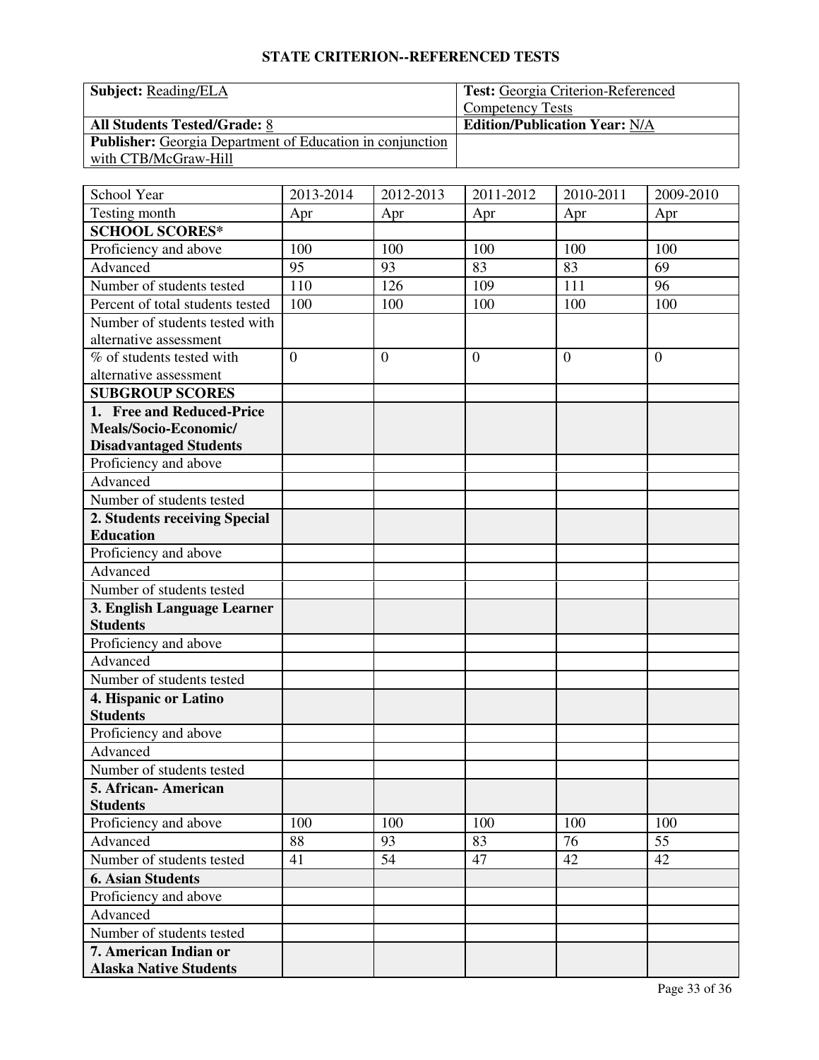## STATE CRITERION--REFERENCED TESTS

| | |
|---|---|
| **Subject:** Reading/ELA | **Test:** Georgia Criterion-Referenced Competency Tests |
| **All Students Tested/Grade:** 8 | **Edition/Publication Year:** N/A |
| **Publisher:** Georgia Department of Education in conjunction with CTB/McGraw-Hill | |

| School Year | 2013-2014 | 2012-2013 | 2011-2012 | 2010-2011 | 2009-2010 |
|---|---|---|---|---|---|
| Testing month | Apr | Apr | Apr | Apr | Apr |
| **SCHOOL SCORES*** | | | | | |
| Proficiency and above | 100 | 100 | 100 | 100 | 100 |
| Advanced | 95 | 93 | 83 | 83 | 69 |
| Number of students tested | 110 | 126 | 109 | 111 | 96 |
| Percent of total students tested | 100 | 100 | 100 | 100 | 100 |
| Number of students tested with alternative assessment | | | | | |
| % of students tested with alternative assessment | 0 | 0 | 0 | 0 | 0 |
| **SUBGROUP SCORES** | | | | | |
| **1. Free and Reduced-Price Meals/Socio-Economic/ Disadvantaged Students** | | | | | |
| Proficiency and above | | | | | |
| Advanced | | | | | |
| Number of students tested | | | | | |
| **2. Students receiving Special Education** | | | | | |
| Proficiency and above | | | | | |
| Advanced | | | | | |
| Number of students tested | | | | | |
| **3. English Language Learner Students** | | | | | |
| Proficiency and above | | | | | |
| Advanced | | | | | |
| Number of students tested | | | | | |
| **4. Hispanic or Latino Students** | | | | | |
| Proficiency and above | | | | | |
| Advanced | | | | | |
| Number of students tested | | | | | |
| **5. African- American Students** | | | | | |
| Proficiency and above | 100 | 100 | 100 | 100 | 100 |
| Advanced | 88 | 93 | 83 | 76 | 55 |
| Number of students tested | 41 | 54 | 47 | 42 | 42 |
| **6. Asian Students** | | | | | |
| Proficiency and above | | | | | |
| Advanced | | | | | |
| Number of students tested | | | | | |
| **7. American Indian or Alaska Native Students** | | | | | |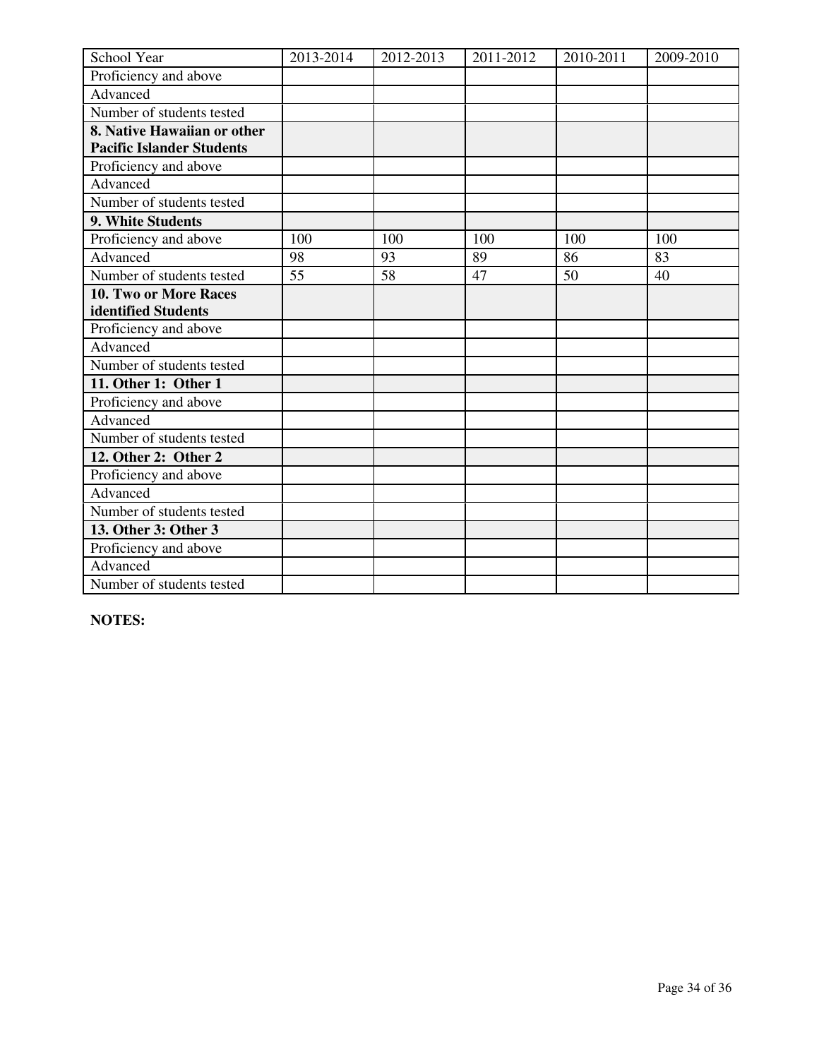| School Year | 2013-2014 | 2012-2013 | 2011-2012 | 2010-2011 | 2009-2010 |
|---|---|---|---|---|---|
| Proficiency and above | | | | | |
| Advanced | | | | | |
| Number of students tested | | | | | |
| **8. Native Hawaiian or other Pacific Islander Students** | | | | | |
| Proficiency and above | | | | | |
| Advanced | | | | | |
| Number of students tested | | | | | |
| **9. White Students** | | | | | |
| Proficiency and above | 100 | 100 | 100 | 100 | 100 |
| Advanced | 98 | 93 | 89 | 86 | 83 |
| Number of students tested | 55 | 58 | 47 | 50 | 40 |
| **10. Two or More Races identified Students** | | | | | |
| Proficiency and above | | | | | |
| Advanced | | | | | |
| Number of students tested | | | | | |
| **11. Other 1: Other 1** | | | | | |
| Proficiency and above | | | | | |
| Advanced | | | | | |
| Number of students tested | | | | | |
| **12. Other 2: Other 2** | | | | | |
| Proficiency and above | | | | | |
| Advanced | | | | | |
| Number of students tested | | | | | |
| **13. Other 3: Other 3** | | | | | |
| Proficiency and above | | | | | |
| Advanced | | | | | |
| Number of students tested | | | | | |

**NOTES:**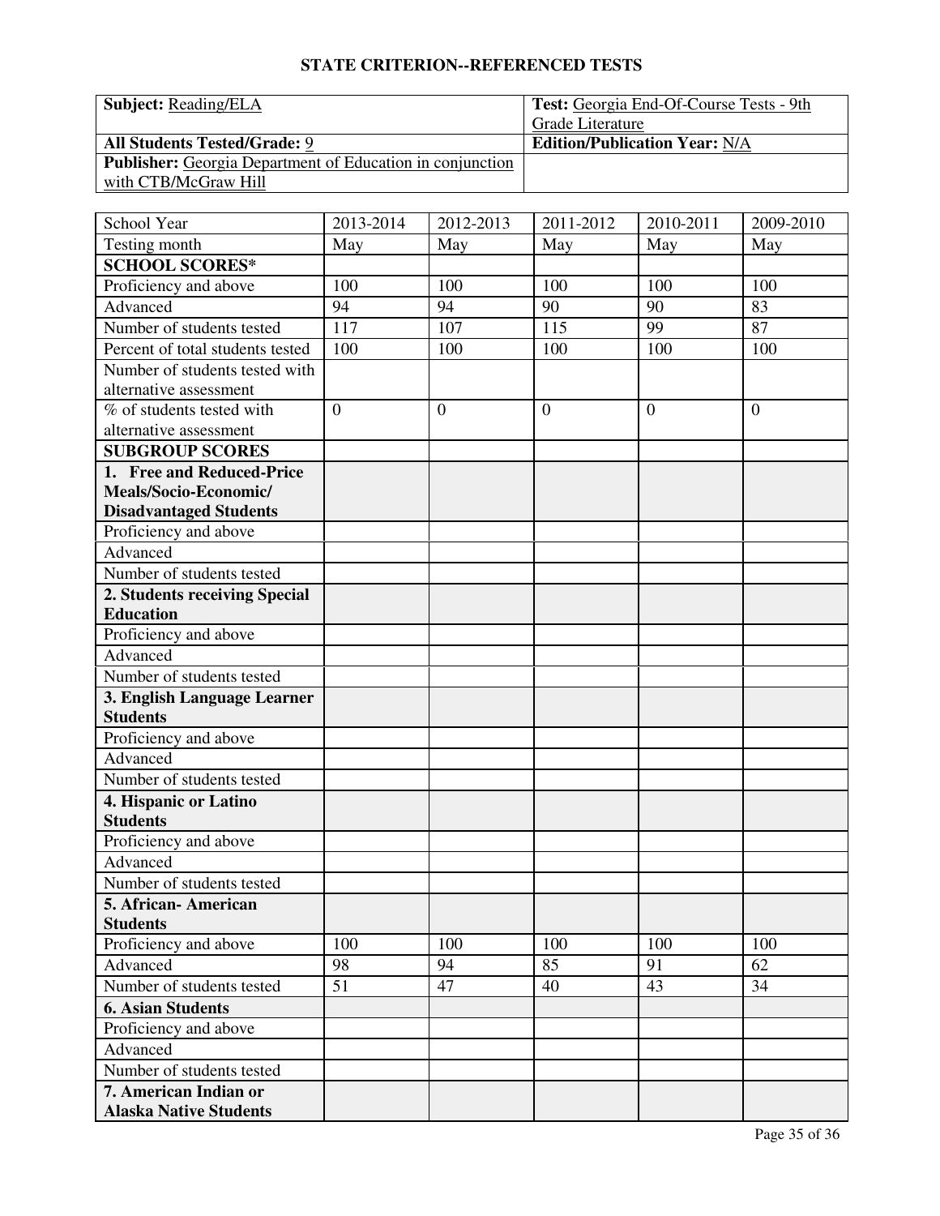## STATE CRITERION--REFERENCED TESTS

| **Subject:** Reading/ELA | **Test:** Georgia End-Of-Course Tests - 9th Grade Literature |
|---|---|
| **All Students Tested/Grade:** 9 | **Edition/Publication Year:** N/A |
| **Publisher:** Georgia Department of Education in conjunction with CTB/McGraw Hill | |

| School Year | 2013-2014 | 2012-2013 | 2011-2012 | 2010-2011 | 2009-2010 |
|---|---|---|---|---|---|
| Testing month | May | May | May | May | May |
| **SCHOOL SCORES*** | | | | | |
| Proficiency and above | 100 | 100 | 100 | 100 | 100 |
| Advanced | 94 | 94 | 90 | 90 | 83 |
| Number of students tested | 117 | 107 | 115 | 99 | 87 |
| Percent of total students tested | 100 | 100 | 100 | 100 | 100 |
| Number of students tested with alternative assessment | | | | | |
| % of students tested with alternative assessment | 0 | 0 | 0 | 0 | 0 |
| **SUBGROUP SCORES** | | | | | |
| **1. Free and Reduced-Price Meals/Socio-Economic/ Disadvantaged Students** | | | | | |
| Proficiency and above | | | | | |
| Advanced | | | | | |
| Number of students tested | | | | | |
| **2. Students receiving Special Education** | | | | | |
| Proficiency and above | | | | | |
| Advanced | | | | | |
| Number of students tested | | | | | |
| **3. English Language Learner Students** | | | | | |
| Proficiency and above | | | | | |
| Advanced | | | | | |
| Number of students tested | | | | | |
| **4. Hispanic or Latino Students** | | | | | |
| Proficiency and above | | | | | |
| Advanced | | | | | |
| Number of students tested | | | | | |
| **5. African- American Students** | | | | | |
| Proficiency and above | 100 | 100 | 100 | 100 | 100 |
| Advanced | 98 | 94 | 85 | 91 | 62 |
| Number of students tested | 51 | 47 | 40 | 43 | 34 |
| **6. Asian Students** | | | | | |
| Proficiency and above | | | | | |
| Advanced | | | | | |
| Number of students tested | | | | | |
| **7. American Indian or Alaska Native Students** | | | | | |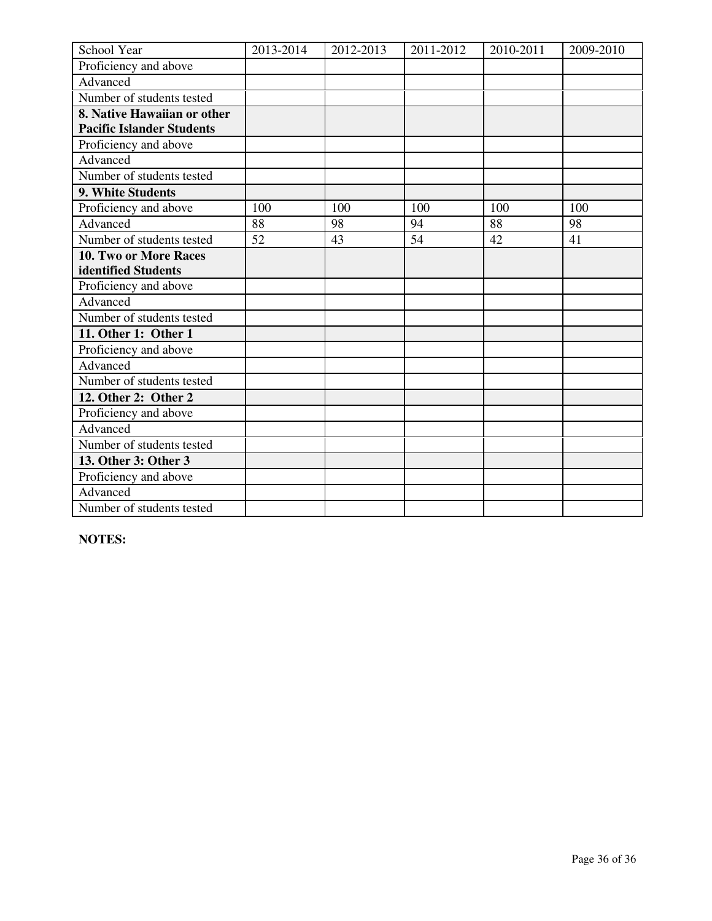| School Year | 2013-2014 | 2012-2013 | 2011-2012 | 2010-2011 | 2009-2010 |
| --- | --- | --- | --- | --- | --- |
| Proficiency and above | | | | | |
| Advanced | | | | | |
| Number of students tested | | | | | |
| **8. Native Hawaiian or other Pacific Islander Students** | | | | | |
| Proficiency and above | | | | | |
| Advanced | | | | | |
| Number of students tested | | | | | |
| **9. White Students** | | | | | |
| Proficiency and above | 100 | 100 | 100 | 100 | 100 |
| Advanced | 88 | 98 | 94 | 88 | 98 |
| Number of students tested | 52 | 43 | 54 | 42 | 41 |
| **10. Two or More Races identified Students** | | | | | |
| Proficiency and above | | | | | |
| Advanced | | | | | |
| Number of students tested | | | | | |
| **11. Other 1: Other 1** | | | | | |
| Proficiency and above | | | | | |
| Advanced | | | | | |
| Number of students tested | | | | | |
| **12. Other 2: Other 2** | | | | | |
| Proficiency and above | | | | | |
| Advanced | | | | | |
| Number of students tested | | | | | |
| **13. Other 3: Other 3** | | | | | |
| Proficiency and above | | | | | |
| Advanced | | | | | |
| Number of students tested | | | | | |

**NOTES:**